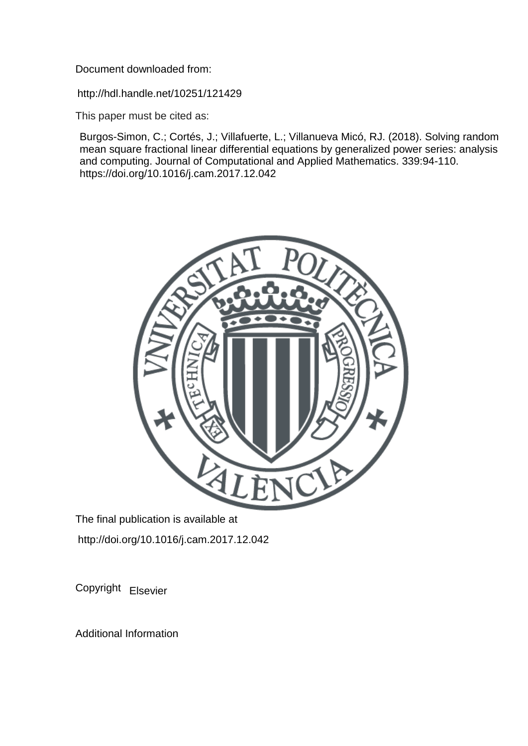Document downloaded from:

http://hdl.handle.net/10251/121429

This paper must be cited as:

Burgos-Simon, C.; Cortés, J.; Villafuerte, L.; Villanueva Micó, RJ. (2018). Solving random mean square fractional linear differential equations by generalized power series: analysis and computing. Journal of Computational and Applied Mathematics. 339:94-110. https://doi.org/10.1016/j.cam.2017.12.042

The final publication is available at

http://doi.org/10.1016/j.cam.2017.12.042

Copyright Elsevier

Additional Information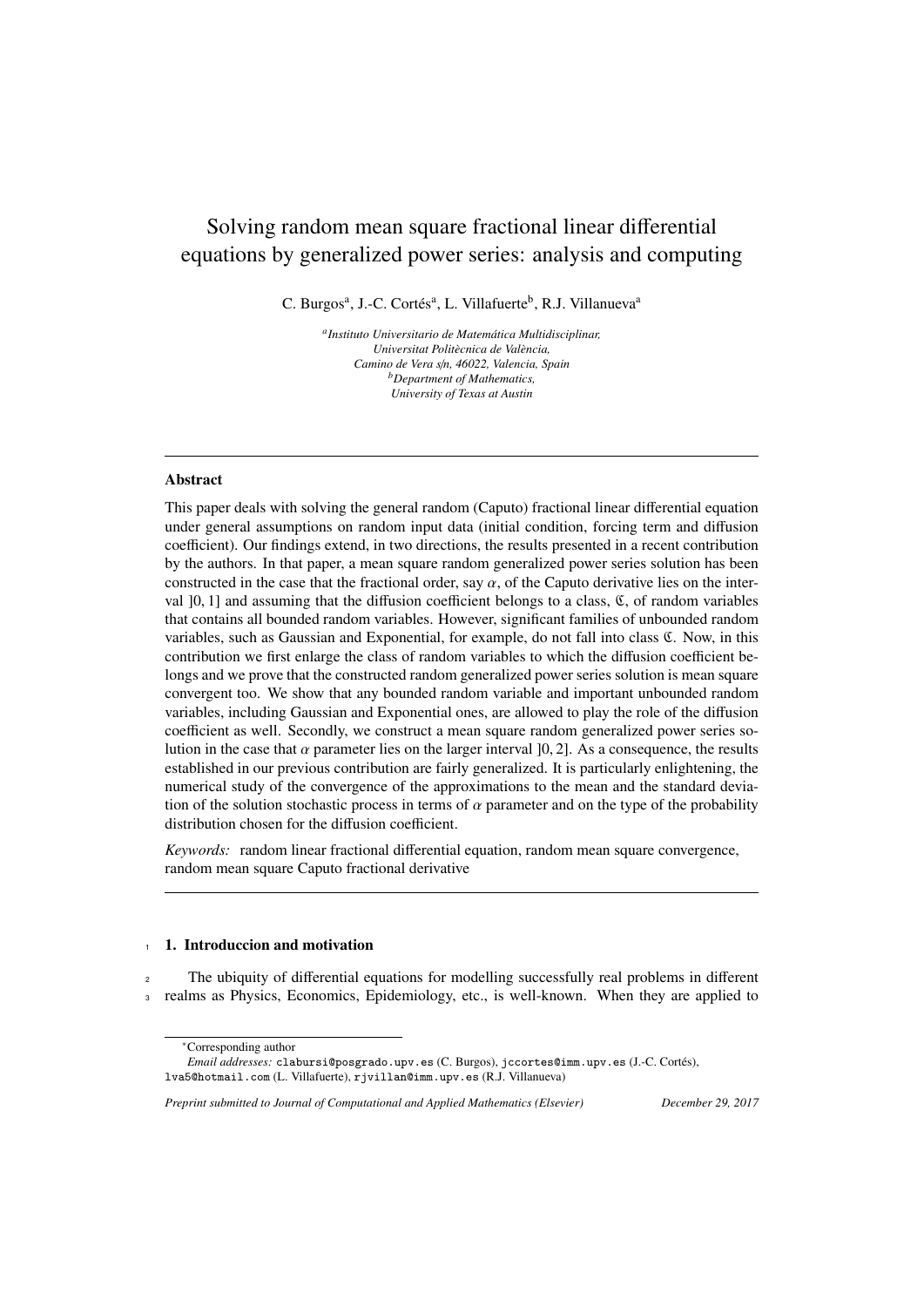# Solving random mean square fractional linear differential equations by generalized power series: analysis and computing

C. Burgos[a], J.-C. Cortés[a], L. Villafuerte[b], R.J. Villanueva[a]

[a]*Instituto Universitario de Matemática Multidisciplinar, Universitat Politècnica de València, Camino de Vera s/n, 46022, Valencia, Spain*
[b]*Department of Mathematics, University of Texas at Austin*

---

## Abstract

This paper deals with solving the general random (Caputo) fractional linear differential equation under general assumptions on random input data (initial condition, forcing term and diffusion coefficient). Our findings extend, in two directions, the results presented in a recent contribution by the authors. In that paper, a mean square random generalized power series solution has been constructed in the case that the fractional order, say $\alpha$, of the Caputo derivative lies on the interval $]0,1]$ and assuming that the diffusion coefficient belongs to a class, $\mathfrak{C}$, of random variables that contains all bounded random variables. However, significant families of unbounded random variables, such as Gaussian and Exponential, for example, do not fall into class $\mathfrak{C}$. Now, in this contribution we first enlarge the class of random variables to which the diffusion coefficient belongs and we prove that the constructed random generalized power series solution is mean square convergent too. We show that any bounded random variable and important unbounded random variables, including Gaussian and Exponential ones, are allowed to play the role of the diffusion coefficient as well. Secondly, we construct a mean square random generalized power series solution in the case that $\alpha$ parameter lies on the larger interval $]0,2]$. As a consequence, the results established in our previous contribution are fairly generalized. It is particularly enlightening, the numerical study of the convergence of the approximations to the mean and the standard deviation of the solution stochastic process in terms of $\alpha$ parameter and on the type of the probability distribution chosen for the diffusion coefficient.

*Keywords:* random linear fractional differential equation, random mean square convergence, random mean square Caputo fractional derivative

---

## 1. Introduccion and motivation

The ubiquity of differential equations for modelling successfully real problems in different realms as Physics, Economics, Epidemiology, etc., is well-known. When they are applied to

---

*Corresponding author

*Email addresses:* clabursi@posgrado.upv.es (C. Burgos), jccortes@imm.upv.es (J.-C. Cortés), lva5@hotmail.com (L. Villafuerte), rjvillan@imm.upv.es (R.J. Villanueva)

*Preprint submitted to Journal of Computational and Applied Mathematics (Elsevier)* *December 29, 2017*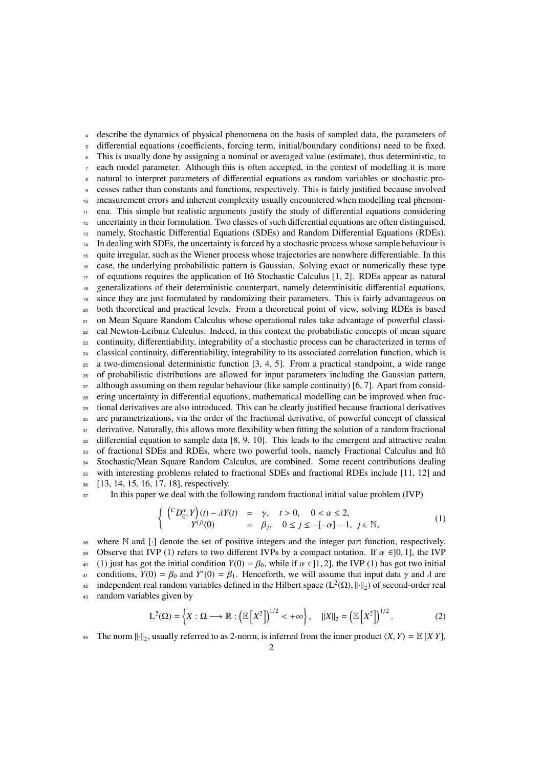describe the dynamics of physical phenomena on the basis of sampled data, the parameters of differential equations (coefficients, forcing term, initial/boundary conditions) need to be fixed. This is usually done by assigning a nominal or averaged value (estimate), thus deterministic, to each model parameter. Although this is often accepted, in the context of modelling it is more natural to interpret parameters of differential equations as random variables or stochastic processes rather than constants and functions, respectively. This is fairly justified because involved measurement errors and inherent complexity usually encountered when modelling real phenomena. This simple but realistic arguments justify the study of differential equations considering uncertainty in their formulation. Two classes of such differential equations are often distinguised, namely, Stochastic Differential Equations (SDEs) and Random Differential Equations (RDEs). In dealing with SDEs, the uncertainty is forced by a stochastic process whose sample behaviour is quite irregular, such as the Wiener process whose trajectories are nonwhere differentiable. In this case, the underlying probabilistic pattern is Gaussian. Solving exact or numerically these type of equations requires the application of Itô Stochastic Calculus [1, 2]. RDEs appear as natural generalizations of their deterministic counterpart, namely determinisitic differential equations, since they are just formulated by randomizing their parameters. This is fairly advantageous on both theoretical and practical levels. From a theoretical point of view, solving RDEs is based on Mean Square Random Calculus whose operational rules take advantage of powerful classical Newton-Leibniz Calculus. Indeed, in this context the probabilistic concepts of mean square continuity, differentiability, integrability of a stochastic process can be characterized in terms of classical continuity, differentiability, integrability to its associated correlation function, which is a two-dimensional deterministic function [3, 4, 5]. From a practical standpoint, a wide range of probabilistic distributions are allowed for input parameters including the Gaussian pattern, although assuming on them regular behaviour (like sample continuity) [6, 7]. Apart from considering uncertainty in differential equations, mathematical modelling can be improved when fractional derivatives are also introduced. This can be clearly justified because fractional derivatives are parametrizations, via the order of the fractional derivative, of powerful concept of classical derivative. Naturally, this allows more flexibility when fitting the solution of a random fractional differential equation to sample data [8, 9, 10]. This leads to the emergent and attractive realm of fractional SDEs and RDEs, where two powerful tools, namely Fractional Calculus and Itô Stochastic/Mean Square Random Calculus, are combined. Some recent contributions dealing with interesting problems related to fractional SDEs and fractional RDEs include [11, 12] and [13, 14, 15, 16, 17, 18], respectively.

In this paper we deal with the following random fractional initial value problem (IVP)

$$
\left\{ \begin{array}{rcl} \left({}^{C}D^{\alpha}_{0^+}Y\right)(t) - \lambda Y(t) & = & \gamma, \quad t > 0, \quad 0 < \alpha \leq 2, \\ Y^{(j)}(0) & = & \beta_j, \quad 0 \leq j \leq -[-\alpha] - 1, \ \ j \in \mathbb{N}, \end{array} \right. \tag{1}
$$

where $\mathbb{N}$ and $[\cdot]$ denote the set of positive integers and the integer part function, respectively. Observe that IVP (1) refers to two different IVPs by a compact notation. If $\alpha \in ]0, 1]$, the IVP (1) just has got the initial condition $Y(0) = \beta_0$, while if $\alpha \in ]1, 2]$, the IVP (1) has got two initial conditions, $Y(0) = \beta_0$ and $Y'(0) = \beta_1$. Henceforth, we will assume that input data $\gamma$ and $\lambda$ are independent real random variables defined in the Hilbert space $(\mathrm{L}^2(\Omega), \|\cdot\|_2)$ of second-order real random variables given by

$$
\mathrm{L}^2(\Omega) = \left\{ X : \Omega \longrightarrow \mathbb{R} : \left(\mathbb{E}\left[X^2\right]\right)^{1/2} < +\infty \right\}, \quad \|X\|_2 = \left(\mathbb{E}\left[X^2\right]\right)^{1/2}. \tag{2}
$$

The norm $\|\cdot\|_2$, usually referred to as 2-norm, is inferred from the inner product $\langle X, Y \rangle = \mathbb{E}[X\,Y]$,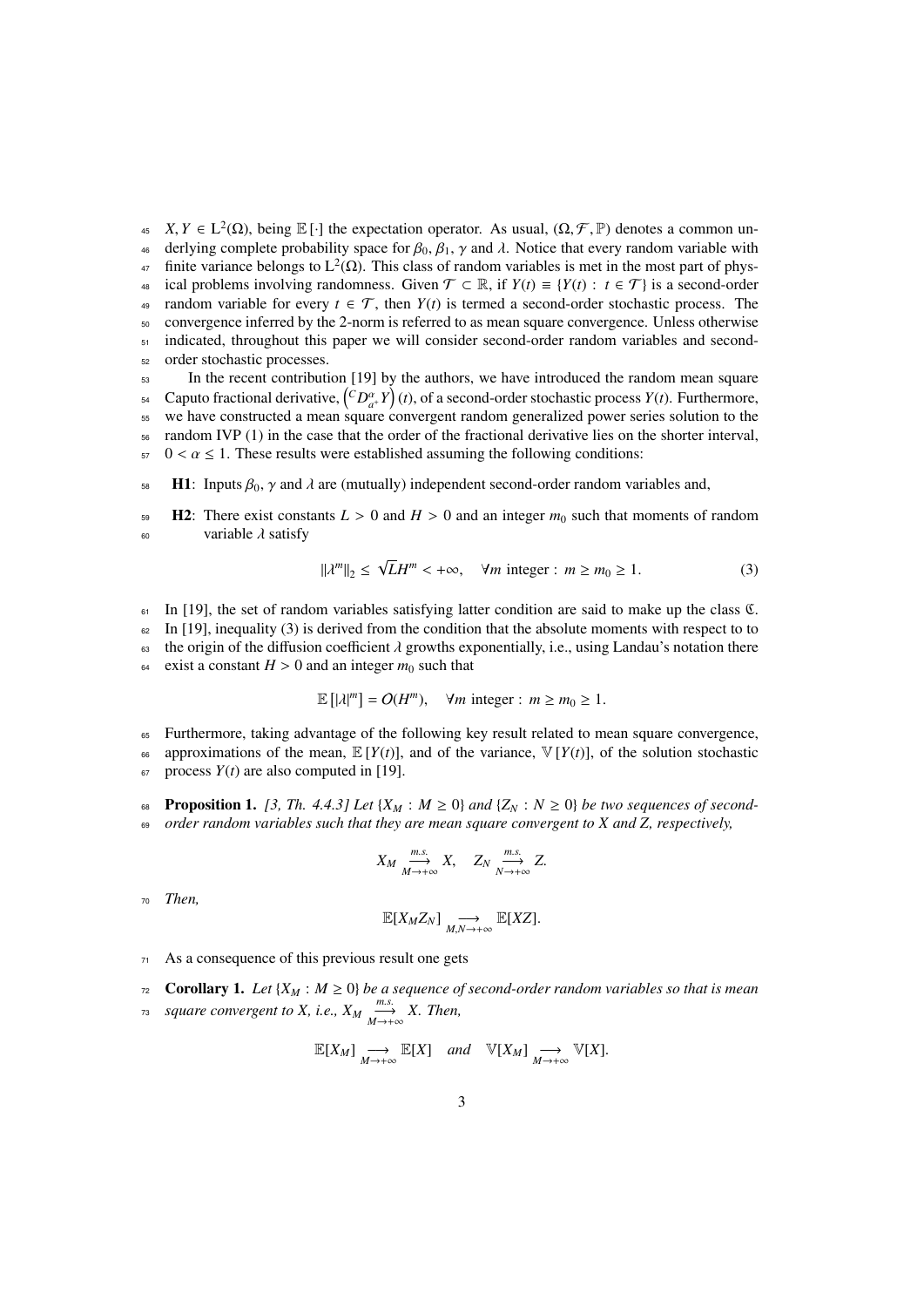$X, Y \in \mathrm{L}^2(\Omega)$, being $\mathbb{E}[\cdot]$ the expectation operator. As usual, $(\Omega, \mathcal{F}, \mathbb{P})$ denotes a common underlying complete probability space for $\beta_0$, $\beta_1$, $\gamma$ and $\lambda$. Notice that every random variable with finite variance belongs to $\mathrm{L}^2(\Omega)$. This class of random variables is met in the most part of physical problems involving randomness. Given $\mathcal{T} \subset \mathbb{R}$, if $Y(t) \equiv \{Y(t) : t \in \mathcal{T}\}$ is a second-order random variable for every $t \in \mathcal{T}$, then $Y(t)$ is termed a second-order stochastic process. The convergence inferred by the 2-norm is referred to as mean square convergence. Unless otherwise indicated, throughout this paper we will consider second-order random variables and second-order stochastic processes.

In the recent contribution [19] by the authors, we have introduced the random mean square Caputo fractional derivative, $\left({}^{C}D^{\alpha}_{a^+}Y\right)(t)$, of a second-order stochastic process $Y(t)$. Furthermore, we have constructed a mean square convergent random generalized power series solution to the random IVP (1) in the case that the order of the fractional derivative lies on the shorter interval, $0 < \alpha \leq 1$. These results were established assuming the following conditions:

- **H1**: Inputs $\beta_0$, $\gamma$ and $\lambda$ are (mutually) independent second-order random variables and,
- **H2**: There exist constants $L > 0$ and $H > 0$ and an integer $m_0$ such that moments of random variable $\lambda$ satisfy

$$\|\lambda^m\|_2 \leq \sqrt{L} H^m < +\infty, \quad \forall m \text{ integer} : m \geq m_0 \geq 1. \tag{3}$$

In [19], the set of random variables satisfying latter condition are said to make up the class $\mathfrak{C}$. In [19], inequality (3) is derived from the condition that the absolute moments with respect to to the origin of the diffusion coefficient $\lambda$ growths exponentially, i.e., using Landau's notation there exist a constant $H > 0$ and an integer $m_0$ such that

$$\mathbb{E}\left[|\lambda|^m\right] = O(H^m), \quad \forall m \text{ integer} : m \geq m_0 \geq 1.$$

Furthermore, taking advantage of the following key result related to mean square convergence, approximations of the mean, $\mathbb{E}[Y(t)]$, and of the variance, $\mathbb{V}[Y(t)]$, of the solution stochastic process $Y(t)$ are also computed in [19].

**Proposition 1.** *[3, Th. 4.4.3] Let $\{X_M : M \geq 0\}$ and $\{Z_N : N \geq 0\}$ be two sequences of second-order random variables such that they are mean square convergent to $X$ and $Z$, respectively,*

$$X_M \xrightarrow[M\to+\infty]{m.s.} X, \quad Z_N \xrightarrow[N\to+\infty]{m.s.} Z.$$

*Then,*

$$\mathbb{E}[X_M Z_N] \xrightarrow[M,N\to+\infty]{} \mathbb{E}[XZ].$$

As a consequence of this previous result one gets

**Corollary 1.** *Let $\{X_M : M \geq 0\}$ be a sequence of second-order random variables so that is mean square convergent to $X$, i.e., $X_M \xrightarrow[M\to+\infty]{m.s.} X$. Then,*

$$\mathbb{E}[X_M] \xrightarrow[M\to+\infty]{} \mathbb{E}[X] \quad \textit{and} \quad \mathbb{V}[X_M] \xrightarrow[M\to+\infty]{} \mathbb{V}[X].$$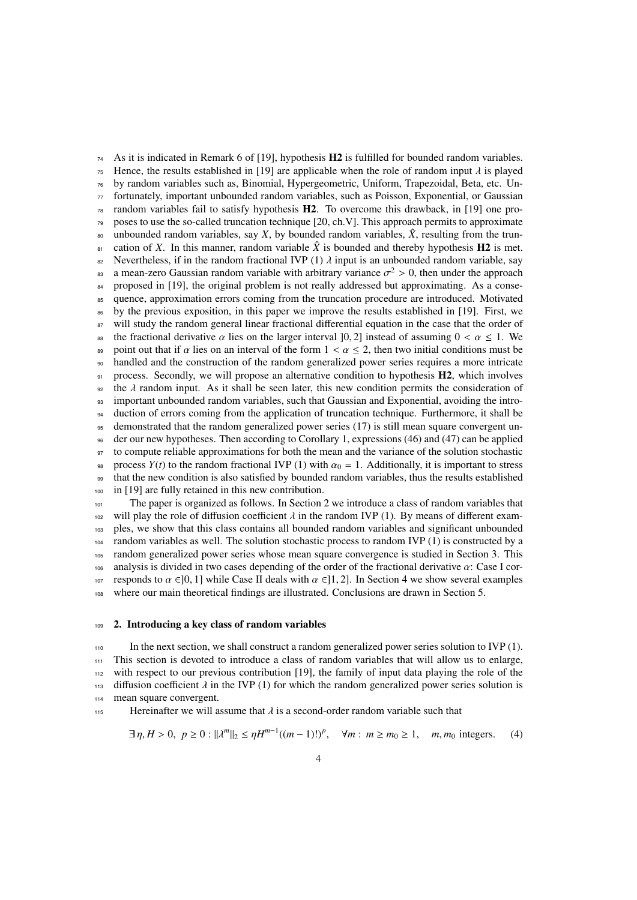As it is indicated in Remark 6 of [19], hypothesis **H2** is fulfilled for bounded random variables. Hence, the results established in [19] are applicable when the role of random input $\lambda$ is played by random variables such as, Binomial, Hypergeometric, Uniform, Trapezoidal, Beta, etc. Unfortunately, important unbounded random variables, such as Poisson, Exponential, or Gaussian random variables fail to satisfy hypothesis **H2**. To overcome this drawback, in [19] one proposes to use the so-called truncation technique [20, ch.V]. This approach permits to approximate unbounded random variables, say $X$, by bounded random variables, $\hat{X}$, resulting from the truncation of $X$. In this manner, random variable $\hat{X}$ is bounded and thereby hypothesis **H2** is met. Nevertheless, if in the random fractional IVP (1) $\lambda$ input is an unbounded random variable, say a mean-zero Gaussian random variable with arbitrary variance $\sigma^2 > 0$, then under the approach proposed in [19], the original problem is not really addressed but approximating. As a consequence, approximation errors coming from the truncation procedure are introduced. Motivated by the previous exposition, in this paper we improve the results established in [19]. First, we will study the random general linear fractional differential equation in the case that the order of the fractional derivative $\alpha$ lies on the larger interval $]0, 2]$ instead of assuming $0 < \alpha \leq 1$. We point out that if $\alpha$ lies on an interval of the form $1 < \alpha \leq 2$, then two initial conditions must be handled and the construction of the random generalized power series requires a more intricate process. Secondly, we will propose an alternative condition to hypothesis **H2**, which involves the $\lambda$ random input. As it shall be seen later, this new condition permits the consideration of important unbounded random variables, such that Gaussian and Exponential, avoiding the introduction of errors coming from the application of truncation technique. Furthermore, it shall be demonstrated that the random generalized power series (17) is still mean square convergent under our new hypotheses. Then according to Corollary 1, expressions (46) and (47) can be applied to compute reliable approximations for both the mean and the variance of the solution stochastic process $Y(t)$ to the random fractional IVP (1) with $\alpha_0 = 1$. Additionally, it is important to stress that the new condition is also satisfied by bounded random variables, thus the results established in [19] are fully retained in this new contribution.

The paper is organized as follows. In Section 2 we introduce a class of random variables that will play the role of diffusion coefficient $\lambda$ in the random IVP (1). By means of different examples, we show that this class contains all bounded random variables and significant unbounded random variables as well. The solution stochastic process to random IVP (1) is constructed by a random generalized power series whose mean square convergence is studied in Section 3. This analysis is divided in two cases depending of the order of the fractional derivative $\alpha$: Case I corresponds to $\alpha \in ]0, 1]$ while Case II deals with $\alpha \in ]1, 2]$. In Section 4 we show several examples where our main theoretical findings are illustrated. Conclusions are drawn in Section 5.

## 2. Introducing a key class of random variables

In the next section, we shall construct a random generalized power series solution to IVP (1). This section is devoted to introduce a class of random variables that will allow us to enlarge, with respect to our previous contribution [19], the family of input data playing the role of the diffusion coefficient $\lambda$ in the IVP (1) for which the random generalized power series solution is mean square convergent.

Hereinafter we will assume that $\lambda$ is a second-order random variable such that

$$\exists\, \eta, H > 0,\ \ p \geq 0 : \|\lambda^m\|_2 \leq \eta H^{m-1}((m-1)!)^p, \quad \forall m : m \geq m_0 \geq 1, \quad m, m_0 \text{ integers.} \tag{4}$$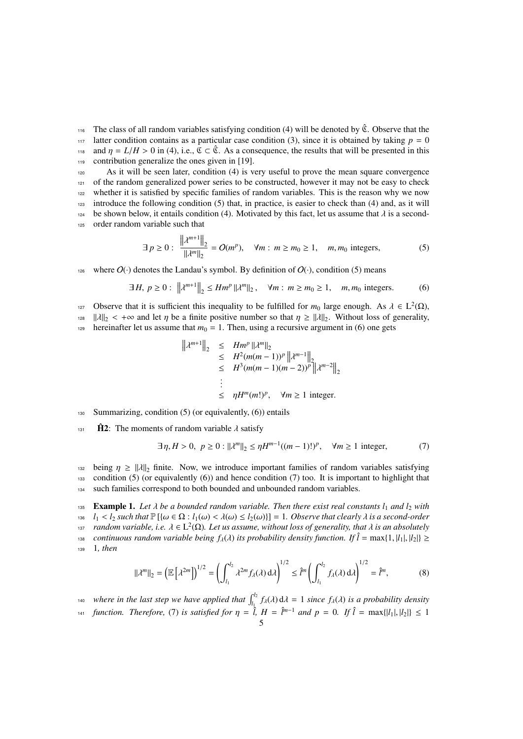The class of all random variables satisfying condition (4) will be denoted by $\hat{\mathfrak{C}}$. Observe that the latter condition contains as a particular case condition (3), since it is obtained by taking $p = 0$ and $\eta = L/H > 0$ in (4), i.e., $\mathfrak{C} \subset \hat{\mathfrak{C}}$. As a consequence, the results that will be presented in this contribution generalize the ones given in [19].

As it will be seen later, condition (4) is very useful to prove the mean square convergence of the random generalized power series to be constructed, however it may not be easy to check whether it is satisfied by specific families of random variables. This is the reason why we now introduce the following condition (5) that, in practice, is easier to check than (4) and, as it will be shown below, it entails condition (4). Motivated by this fact, let us assume that $\lambda$ is a second-order random variable such that

$$\exists\, p \geq 0 : \ \frac{\left\|\lambda^{m+1}\right\|_2}{\|\lambda^m\|_2} = O(m^p), \quad \forall m : \ m \geq m_0 \geq 1, \quad m, m_0 \text{ integers}, \tag{5}$$

where $O(\cdot)$ denotes the Landau's symbol. By definition of $O(\cdot)$, condition (5) means

$$\exists\, H, \ p \geq 0 : \ \left\|\lambda^{m+1}\right\|_2 \leq H m^p \left\|\lambda^m\right\|_2, \quad \forall m : \ m \geq m_0 \geq 1, \quad m, m_0 \text{ integers}. \tag{6}$$

Observe that it is sufficient this inequality to be fulfilled for $m_0$ large enough. As $\lambda \in \mathrm{L}^2(\Omega)$, $\|\lambda\|_2 < +\infty$ and let $\eta$ be a finite positive number so that $\eta \geq \|\lambda\|_2$. Without loss of generality, hereinafter let us assume that $m_0 = 1$. Then, using a recursive argument in (6) one gets

$$\begin{aligned}
\left\|\lambda^{m+1}\right\|_2 &\leq H m^p \left\|\lambda^m\right\|_2 \\
&\leq H^2 (m(m-1))^p \left\|\lambda^{m-1}\right\|_2 \\
&\leq H^3 (m(m-1)(m-2))^p \left\|\lambda^{m-2}\right\|_2 \\
&\ \ \vdots \\
&\leq \eta H^m (m!)^p, \quad \forall m \geq 1 \text{ integer}.
\end{aligned}$$

Summarizing, condition (5) (or equivalently, (6)) entails

**$\hat{\mathbf{H}}$2**: The moments of random variable $\lambda$ satisfy

$$\exists\, \eta, H > 0, \ \ p \geq 0 : \|\lambda^m\|_2 \leq \eta H^{m-1} ((m-1)!)^p, \quad \forall m \geq 1 \text{ integer}, \tag{7}$$

being $\eta \geq \|\lambda\|_2$ finite. Now, we introduce important families of random variables satisfying condition (5) (or equivalently (6)) and hence condition (7) too. It is important to highlight that such families correspond to both bounded and unbounded random variables.

**Example 1.** *Let $\lambda$ be a bounded random variable. Then there exist real constants $l_1$ and $l_2$ with $l_1 < l_2$ such that $\mathbb{P}\left[\{\omega \in \Omega : l_1(\omega) < \lambda(\omega) \leq l_2(\omega)\}\right] = 1$. Observe that clearly $\lambda$ is a second-order random variable, i.e. $\lambda \in \mathrm{L}^2(\Omega)$. Let us assume, without loss of generality, that $\lambda$ is an absolutely continuous random variable being $f_\lambda(\lambda)$ its probability density function. If $\hat{l} = \max\{1, |l_1|, |l_2|\} \geq 1$, then*

$$\|\lambda^m\|_2 = \left(\mathbb{E}\left[\lambda^{2m}\right]\right)^{1/2} = \left(\int_{l_1}^{l_2} \lambda^{2m} f_\lambda(\lambda)\,\mathrm{d}\lambda\right)^{1/2} \leq \hat{l}^m \left(\int_{l_1}^{l_2} f_\lambda(\lambda)\,\mathrm{d}\lambda\right)^{1/2} = \hat{l}^m, \tag{8}$$

*where in the last step we have applied that $\int_{l_1}^{l_2} f_\lambda(\lambda)\,\mathrm{d}\lambda = 1$ since $f_\lambda(\lambda)$ is a probability density function. Therefore, (7) is satisfied for $\eta = \hat{l}$, $H = \hat{l}^{m-1}$ and $p = 0$. If $\hat{l} = \max\{|l_1|, |l_2|\} \leq 1$*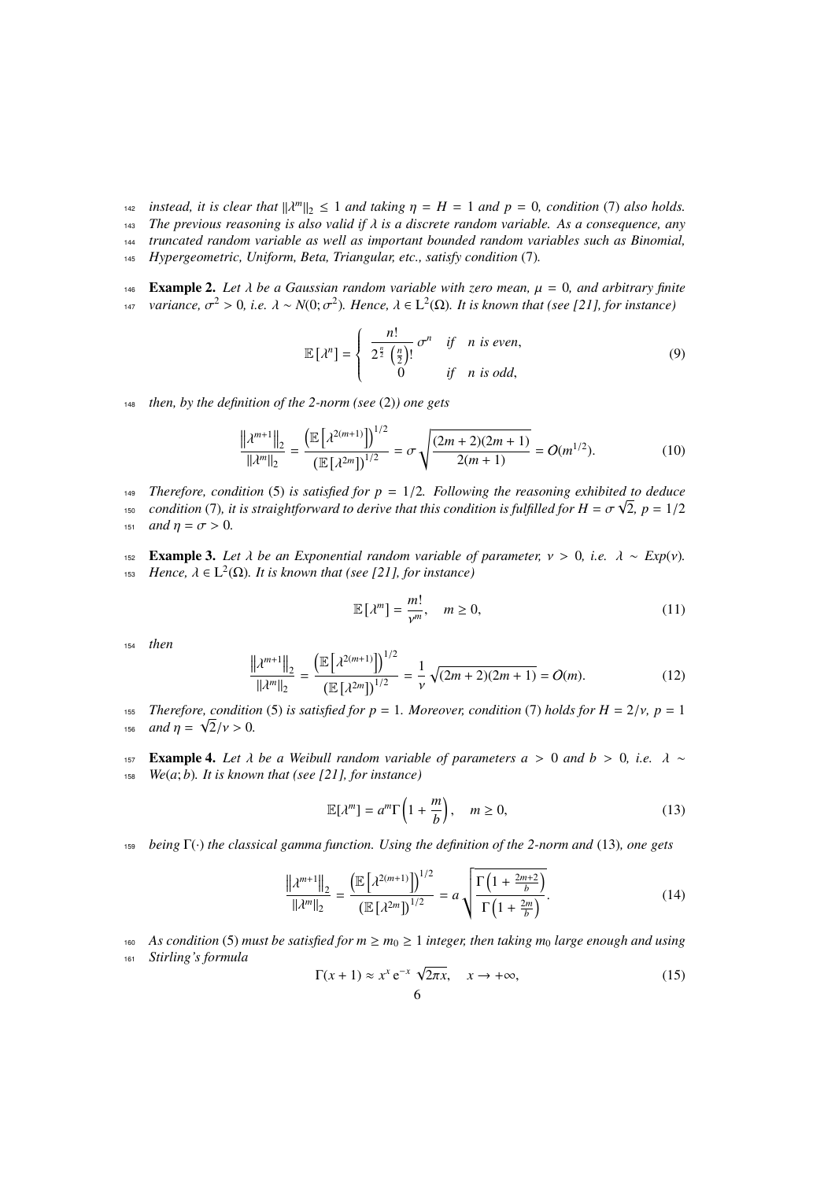*instead, it is clear that $\|\lambda^m\|_2 \leq 1$ and taking $\eta = H = 1$ and $p = 0$, condition* (7) *also holds. The previous reasoning is also valid if $\lambda$ is a discrete random variable. As a consequence, any truncated random variable as well as important bounded random variables such as Binomial, Hypergeometric, Uniform, Beta, Triangular, etc., satisfy condition* (7)*.*

**Example 2.** *Let $\lambda$ be a Gaussian random variable with zero mean, $\mu = 0$, and arbitrary finite variance, $\sigma^2 > 0$, i.e. $\lambda \sim N(0; \sigma^2)$. Hence, $\lambda \in \mathrm{L}^2(\Omega)$. It is known that (see [21], for instance)*

$$\mathbb{E}[\lambda^n] = \begin{cases} \dfrac{n!}{2^{\frac{n}{2}} \left(\frac{n}{2}\right)!} \sigma^n & \text{if } n \text{ is even}, \\ 0 & \text{if } n \text{ is odd}, \end{cases} \tag{9}$$

*then, by the definition of the 2-norm (see* (2)*) one gets*

$$\frac{\left\|\lambda^{m+1}\right\|_2}{\|\lambda^m\|_2} = \frac{\left(\mathbb{E}\left[\lambda^{2(m+1)}\right]\right)^{1/2}}{\left(\mathbb{E}\left[\lambda^{2m}\right]\right)^{1/2}} = \sigma \sqrt{\frac{(2m+2)(2m+1)}{2(m+1)}} = O(m^{1/2}). \tag{10}$$

*Therefore, condition* (5) *is satisfied for $p = 1/2$. Following the reasoning exhibited to deduce condition* (7)*, it is straightforward to derive that this condition is fulfilled for $H = \sigma\sqrt{2}$, $p = 1/2$ and $\eta = \sigma > 0$.*

**Example 3.** *Let $\lambda$ be an Exponential random variable of parameter, $\nu > 0$, i.e. $\lambda \sim Exp(\nu)$. Hence, $\lambda \in \mathrm{L}^2(\Omega)$. It is known that (see [21], for instance)*

$$\mathbb{E}[\lambda^m] = \frac{m!}{\nu^m}, \quad m \geq 0, \tag{11}$$

*then*

$$\frac{\left\|\lambda^{m+1}\right\|_2}{\|\lambda^m\|_2} = \frac{\left(\mathbb{E}\left[\lambda^{2(m+1)}\right]\right)^{1/2}}{\left(\mathbb{E}\left[\lambda^{2m}\right]\right)^{1/2}} = \frac{1}{\nu}\sqrt{(2m+2)(2m+1)} = O(m). \tag{12}$$

*Therefore, condition* (5) *is satisfied for $p = 1$. Moreover, condition* (7) *holds for $H = 2/\nu$, $p = 1$ and $\eta = \sqrt{2}/\nu > 0$.*

**Example 4.** *Let $\lambda$ be a Weibull random variable of parameters $a > 0$ and $b > 0$, i.e. $\lambda \sim We(a; b)$. It is known that (see [21], for instance)*

$$\mathbb{E}[\lambda^m] = a^m \Gamma\left(1 + \frac{m}{b}\right), \quad m \geq 0, \tag{13}$$

*being $\Gamma(\cdot)$ the classical gamma function. Using the definition of the 2-norm and* (13)*, one gets*

$$\frac{\left\|\lambda^{m+1}\right\|_2}{\|\lambda^m\|_2} = \frac{\left(\mathbb{E}\left[\lambda^{2(m+1)}\right]\right)^{1/2}}{\left(\mathbb{E}\left[\lambda^{2m}\right]\right)^{1/2}} = a\sqrt{\frac{\Gamma\left(1 + \frac{2m+2}{b}\right)}{\Gamma\left(1 + \frac{2m}{b}\right)}}. \tag{14}$$

*As condition* (5) *must be satisfied for $m \geq m_0 \geq 1$ integer, then taking $m_0$ large enough and using Stirling's formula*

$$\Gamma(x+1) \approx x^x \mathrm{e}^{-x} \sqrt{2\pi x}, \quad x \to +\infty, \tag{15}$$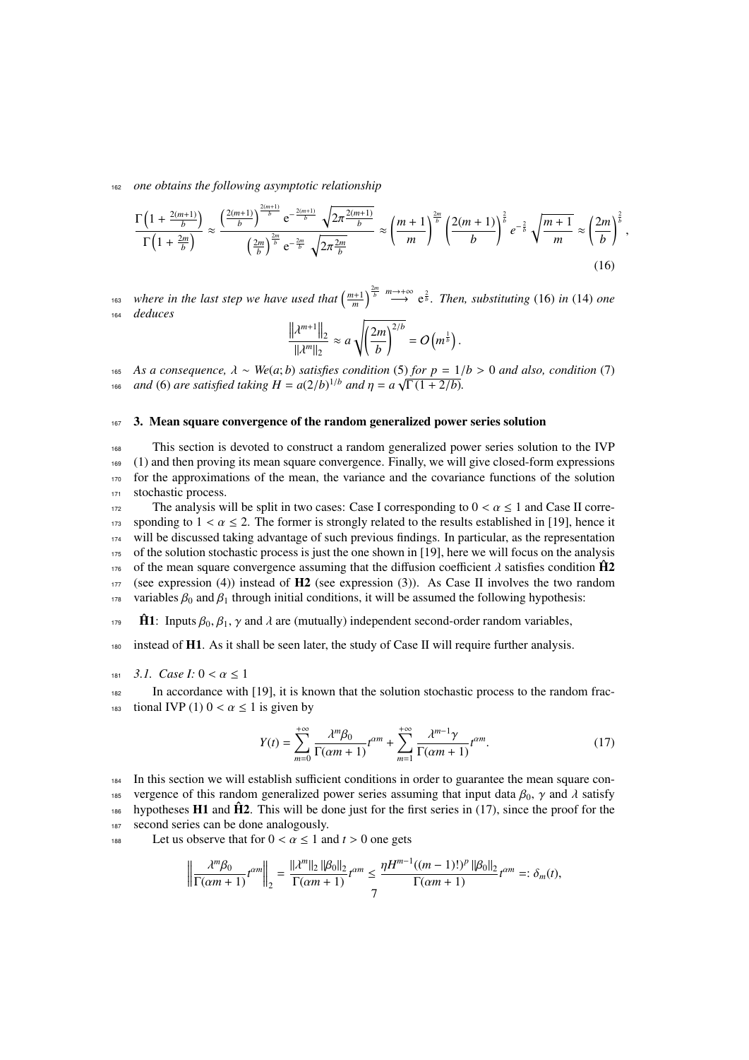one obtains the following asymptotic relationship

$$\frac{\Gamma\left(1+\frac{2(m+1)}{b}\right)}{\Gamma\left(1+\frac{2m}{b}\right)} \approx \frac{\left(\frac{2(m+1)}{b}\right)^{\frac{2(m+1)}{b}} \mathrm{e}^{-\frac{2(m+1)}{b}} \sqrt{2\pi\frac{2(m+1)}{b}}}{\left(\frac{2m}{b}\right)^{\frac{2m}{b}} \mathrm{e}^{-\frac{2m}{b}} \sqrt{2\pi\frac{2m}{b}}} \approx \left(\frac{m+1}{m}\right)^{\frac{2m}{b}} \left(\frac{2(m+1)}{b}\right)^{\frac{2}{b}} e^{-\frac{2}{b}} \sqrt{\frac{m+1}{m}} \approx \left(\frac{2m}{b}\right)^{\frac{2}{b}}, \tag{16}$$

where in the last step we have used that $\left(\frac{m+1}{m}\right)^{\frac{2m}{b}} \overset{m\to+\infty}{\longrightarrow} \mathrm{e}^{\frac{2}{b}}$. Then, substituting (16) in (14) one deduces

$$\frac{\left\|\lambda^{m+1}\right\|_2}{\|\lambda^m\|_2} \approx a\sqrt{\left(\frac{2m}{b}\right)^{2/b}} = O\left(m^{\frac{1}{b}}\right).$$

*As a consequence, $\lambda \sim We(a;b)$ satisfies condition (5) for $p = 1/b > 0$ and also, condition (7) and (6) are satisfied taking $H = a(2/b)^{1/b}$ and $\eta = a\sqrt{\Gamma(1+2/b)}$.*

## 3. Mean square convergence of the random generalized power series solution

This section is devoted to construct a random generalized power series solution to the IVP (1) and then proving its mean square convergence. Finally, we will give closed-form expressions for the approximations of the mean, the variance and the covariance functions of the solution stochastic process.

The analysis will be split in two cases: Case I corresponding to $0 < \alpha \leq 1$ and Case II corresponding to $1 < \alpha \leq 2$. The former is strongly related to the results established in [19], hence it will be discussed taking advantage of such previous findings. In particular, as the representation of the solution stochastic process is just the one shown in [19], here we will focus on the analysis of the mean square convergence assuming that the diffusion coefficient $\lambda$ satisfies condition $\hat{\mathbf{H}}\mathbf{2}$ (see expression (4)) instead of **H2** (see expression (3)). As Case II involves the two random variables $\beta_0$ and $\beta_1$ through initial conditions, it will be assumed the following hypothesis:

$\hat{\mathbf{H}}\mathbf{1}$: Inputs $\beta_0, \beta_1, \gamma$ and $\lambda$ are (mutually) independent second-order random variables,

instead of **H1**. As it shall be seen later, the study of Case II will require further analysis.

### 3.1. Case I: $0 < \alpha \leq 1$

In accordance with [19], it is known that the solution stochastic process to the random fractional IVP (1) $0 < \alpha \leq 1$ is given by

$$Y(t) = \sum_{m=0}^{+\infty} \frac{\lambda^m \beta_0}{\Gamma(\alpha m+1)} t^{\alpha m} + \sum_{m=1}^{+\infty} \frac{\lambda^{m-1}\gamma}{\Gamma(\alpha m+1)} t^{\alpha m}. \tag{17}$$

In this section we will establish sufficient conditions in order to guarantee the mean square convergence of this random generalized power series assuming that input data $\beta_0$, $\gamma$ and $\lambda$ satisfy hypotheses **H1** and $\hat{\mathbf{H}}\mathbf{2}$. This will be done just for the first series in (17), since the proof for the second series can be done analogously.

Let us observe that for $0 < \alpha \leq 1$ and $t > 0$ one gets

$$\left\|\frac{\lambda^m \beta_0}{\Gamma(\alpha m+1)} t^{\alpha m}\right\|_2 = \frac{\|\lambda^m\|_2 \|\beta_0\|_2}{\Gamma(\alpha m+1)} t^{\alpha m} \leq \frac{\eta H^{m-1}((m-1)!)^p \|\beta_0\|_2}{\Gamma(\alpha m+1)} t^{\alpha m} =: \delta_m(t),$$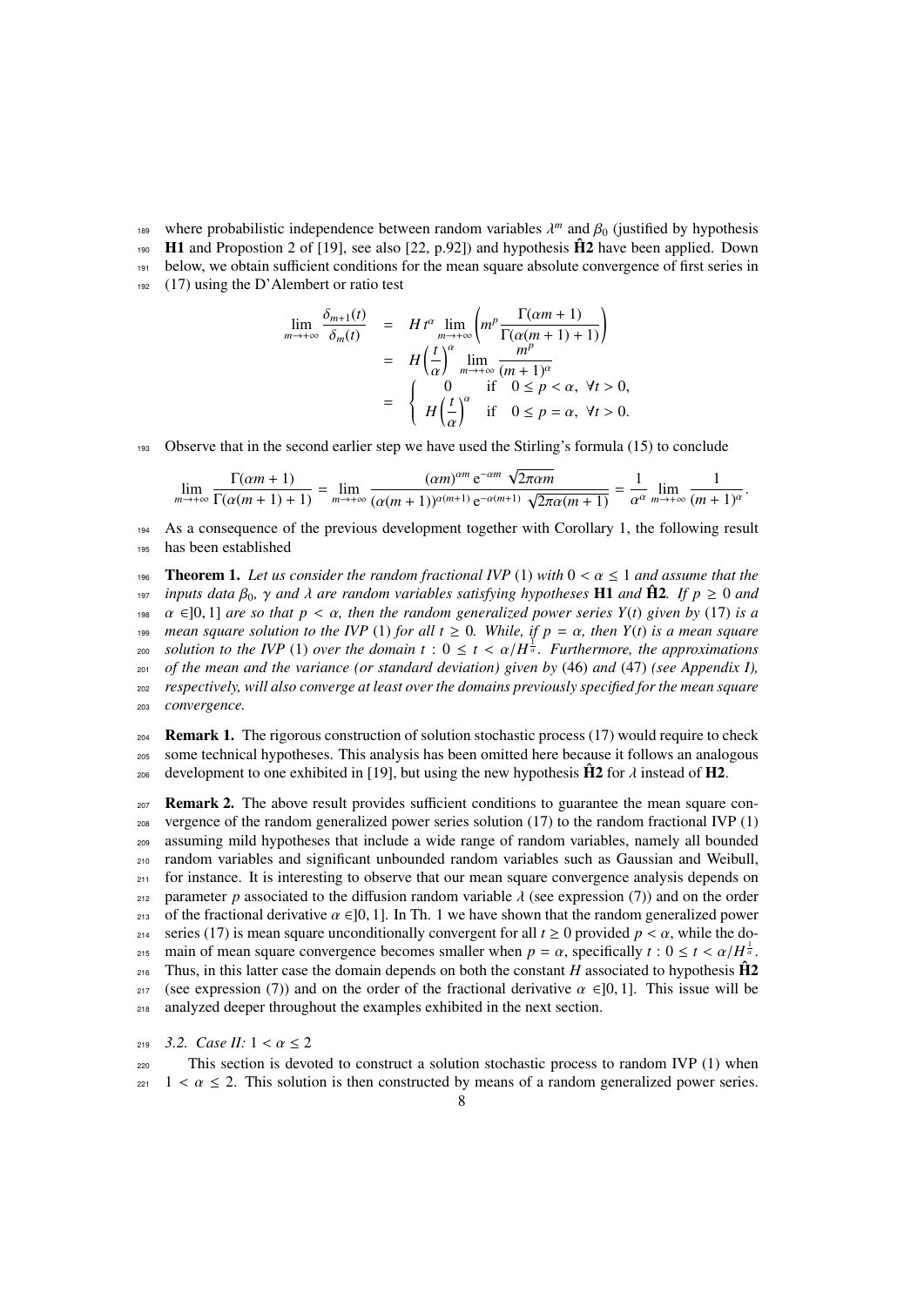where probabilistic independence between random variables $\lambda^m$ and $\beta_0$ (justified by hypothesis **H1** and Propostion 2 of [19], see also [22, p.92]) and hypothesis $\hat{\mathbf{H}}\mathbf{2}$ have been applied. Down below, we obtain sufficient conditions for the mean square absolute convergence of first series in (17) using the D'Alembert or ratio test

$$
\begin{aligned}
\lim_{m\to+\infty} \frac{\delta_{m+1}(t)}{\delta_m(t)} &= H\, t^{\alpha} \lim_{m\to+\infty} \left( m^p \frac{\Gamma(\alpha m+1)}{\Gamma(\alpha(m+1)+1)} \right) \\
&= H \left(\frac{t}{\alpha}\right)^{\alpha} \lim_{m\to+\infty} \frac{m^p}{(m+1)^{\alpha}} \\
&= \left\{ \begin{array}{ll} 0 & \text{if} \quad 0 \le p < \alpha, \ \forall t > 0, \\ H\left(\dfrac{t}{\alpha}\right)^{\alpha} & \text{if} \quad 0 \le p = \alpha, \ \forall t > 0. \end{array} \right.
\end{aligned}
$$

Observe that in the second earlier step we have used the Stirling's formula (15) to conclude

$$
\lim_{m\to+\infty} \frac{\Gamma(\alpha m+1)}{\Gamma(\alpha(m+1)+1)} = \lim_{m\to+\infty} \frac{(\alpha m)^{\alpha m}\, \mathrm{e}^{-\alpha m}\, \sqrt{2\pi\alpha m}}{(\alpha(m+1))^{\alpha(m+1)}\, \mathrm{e}^{-\alpha(m+1)}\, \sqrt{2\pi\alpha(m+1)}} = \frac{1}{\alpha^{\alpha}} \lim_{m\to+\infty} \frac{1}{(m+1)^{\alpha}}.
$$

As a consequence of the previous development together with Corollary 1, the following result has been established

**Theorem 1.** *Let us consider the random fractional IVP* (1) *with* $0 < \alpha \le 1$ *and assume that the inputs data* $\beta_0$*,* $\gamma$ *and* $\lambda$ *are random variables satisfying hypotheses* **H1** *and* $\hat{\mathbf{H}}\mathbf{2}$*. If* $p \ge 0$ *and* $\alpha \in ]0,1]$ *are so that* $p < \alpha$*, then the random generalized power series* $Y(t)$ *given by* (17) *is a mean square solution to the IVP* (1) *for all* $t \ge 0$*. While, if* $p = \alpha$*, then* $Y(t)$ *is a mean square solution to the IVP* (1) *over the domain* $t : 0 \le t < \alpha/H^{\frac{1}{\alpha}}$*. Furthermore, the approximations of the mean and the variance (or standard deviation) given by* (46) *and* (47) *(see Appendix I), respectively, will also converge at least over the domains previously specified for the mean square convergence.*

**Remark 1.** The rigorous construction of solution stochastic process (17) would require to check some technical hypotheses. This analysis has been omitted here because it follows an analogous development to one exhibited in [19], but using the new hypothesis $\hat{\mathbf{H}}\mathbf{2}$ for $\lambda$ instead of **H2**.

**Remark 2.** The above result provides sufficient conditions to guarantee the mean square convergence of the random generalized power series solution (17) to the random fractional IVP (1) assuming mild hypotheses that include a wide range of random variables, namely all bounded random variables and significant unbounded random variables such as Gaussian and Weibull, for instance. It is interesting to observe that our mean square convergence analysis depends on parameter $p$ associated to the diffusion random variable $\lambda$ (see expression (7)) and on the order of the fractional derivative $\alpha \in ]0,1]$. In Th. 1 we have shown that the random generalized power series (17) is mean square unconditionally convergent for all $t \ge 0$ provided $p < \alpha$, while the domain of mean square convergence becomes smaller when $p = \alpha$, specifically $t : 0 \le t < \alpha/H^{\frac{1}{\alpha}}$. Thus, in this latter case the domain depends on both the constant $H$ associated to hypothesis $\hat{\mathbf{H}}\mathbf{2}$ (see expression (7)) and on the order of the fractional derivative $\alpha \in ]0,1]$. This issue will be analyzed deeper throughout the examples exhibited in the next section.

### 3.2. Case II: $1 < \alpha \le 2$

This section is devoted to construct a solution stochastic process to random IVP (1) when $1 < \alpha \le 2$. This solution is then constructed by means of a random generalized power series.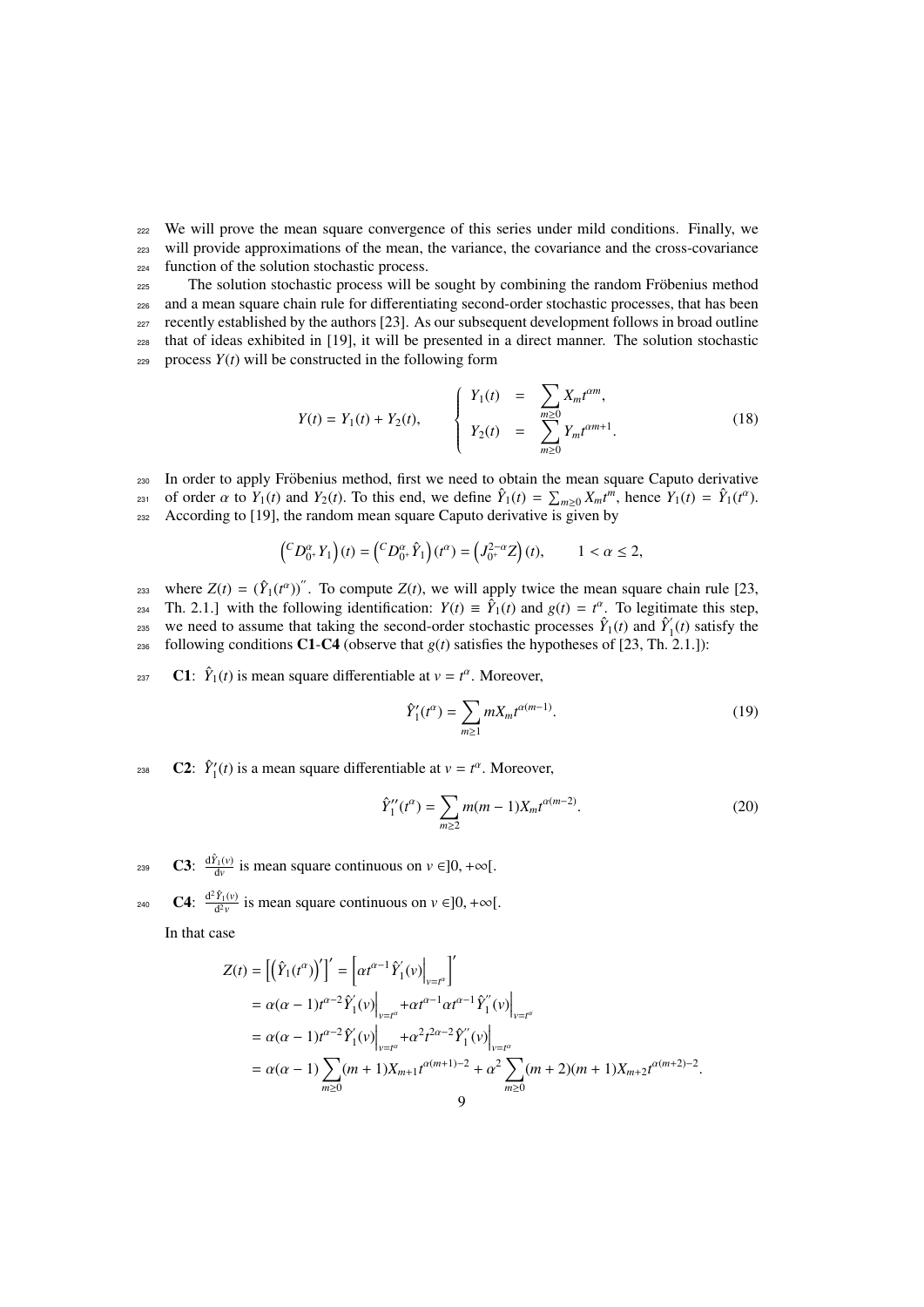We will prove the mean square convergence of this series under mild conditions. Finally, we will provide approximations of the mean, the variance, the covariance and the cross-covariance function of the solution stochastic process.

The solution stochastic process will be sought by combining the random Fröbenius method and a mean square chain rule for differentiating second-order stochastic processes, that has been recently established by the authors [23]. As our subsequent development follows in broad outline that of ideas exhibited in [19], it will be presented in a direct manner. The solution stochastic process $Y(t)$ will be constructed in the following form

$$Y(t) = Y_1(t) + Y_2(t), \qquad \begin{cases} Y_1(t) &= \displaystyle\sum_{m\geq 0} X_m t^{\alpha m}, \\ Y_2(t) &= \displaystyle\sum_{m\geq 0} Y_m t^{\alpha m+1}. \end{cases} \tag{18}$$

In order to apply Fröbenius method, first we need to obtain the mean square Caputo derivative of order $\alpha$ to $Y_1(t)$ and $Y_2(t)$. To this end, we define $\hat{Y}_1(t) = \sum_{m\geq 0} X_m t^m$, hence $Y_1(t) = \hat{Y}_1(t^\alpha)$. According to [19], the random mean square Caputo derivative is given by

$$\left({}^C D^\alpha_{0^+} Y_1\right)(t) = \left({}^C D^\alpha_{0^+} \hat{Y}_1\right)(t^\alpha) = \left(J^{2-\alpha}_{0^+} Z\right)(t), \qquad 1 < \alpha \leq 2,$$

where $Z(t) = \left(\hat{Y}_1(t^\alpha)\right)''$. To compute $Z(t)$, we will apply twice the mean square chain rule [23, Th. 2.1.] with the following identification: $Y(t) \equiv \hat{Y}_1(t)$ and $g(t) = t^\alpha$. To legitimate this step, we need to assume that taking the second-order stochastic processes $\hat{Y}_1(t)$ and $\hat{Y}_1'(t)$ satisfy the following conditions **C1**-**C4** (observe that $g(t)$ satisfies the hypotheses of [23, Th. 2.1.]):

**C1**: $\hat{Y}_1(t)$ is mean square differentiable at $v = t^\alpha$. Moreover,

$$\hat{Y}_1'(t^\alpha) = \sum_{m\geq 1} m X_m t^{\alpha(m-1)}. \tag{19}$$

**C2**: $\hat{Y}_1'(t)$ is a mean square differentiable at $v = t^\alpha$. Moreover,

$$\hat{Y}_1''(t^\alpha) = \sum_{m\geq 2} m(m-1) X_m t^{\alpha(m-2)}. \tag{20}$$

**C3**: $\frac{\mathrm{d}\hat{Y}_1(v)}{\mathrm{d}v}$ is mean square continuous on $v \in ]0, +\infty[$.

**C4**: $\frac{\mathrm{d}^2\hat{Y}_1(v)}{\mathrm{d}^2 v}$ is mean square continuous on $v \in ]0, +\infty[$.

In that case

$$\begin{aligned} Z(t) &= \left[\left(\hat{Y}_1(t^\alpha)\right)'\right]' = \left[\alpha t^{\alpha-1} \hat{Y}_1'(v)\Big|_{v=t^\alpha}\right]' \\ &= \alpha(\alpha-1)t^{\alpha-2}\hat{Y}_1'(v)\Big|_{v=t^\alpha} + \alpha t^{\alpha-1}\alpha t^{\alpha-1}\hat{Y}_1''(v)\Big|_{v=t^\alpha} \\ &= \alpha(\alpha-1)t^{\alpha-2}\hat{Y}_1'(v)\Big|_{v=t^\alpha} + \alpha^2 t^{2\alpha-2}\hat{Y}_1''(v)\Big|_{v=t^\alpha} \\ &= \alpha(\alpha-1)\sum_{m\geq 0}(m+1)X_{m+1}t^{\alpha(m+1)-2} + \alpha^2\sum_{m\geq 0}(m+2)(m+1)X_{m+2}t^{\alpha(m+2)-2}. \end{aligned}$$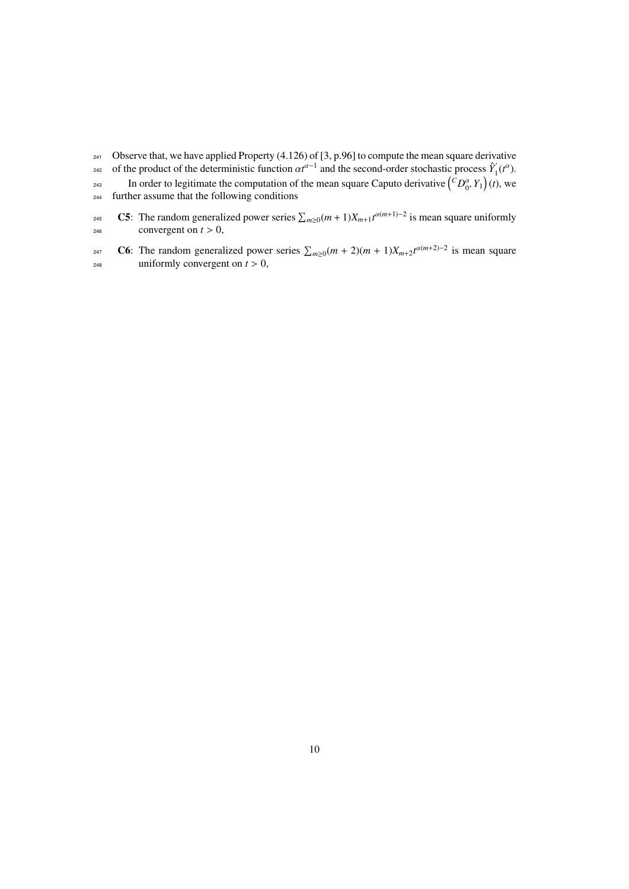Observe that, we have applied Property (4.126) of [3, p.96] to compute the mean square derivative of the product of the deterministic function $\alpha t^{\alpha-1}$ and the second-order stochastic process $\hat{Y}_1'(t^\alpha)$.

In order to legitimate the computation of the mean square Caputo derivative $\left({}^C D_{0^+}^\alpha Y_1\right)(t)$, we further assume that the following conditions

- **C5**: The random generalized power series $\sum_{m\geq 0}(m+1)X_{m+1}t^{\alpha(m+1)-2}$ is mean square uniformly convergent on $t > 0$,
- **C6**: The random generalized power series $\sum_{m\geq 0}(m+2)(m+1)X_{m+2}t^{\alpha(m+2)-2}$ is mean square uniformly convergent on $t > 0$,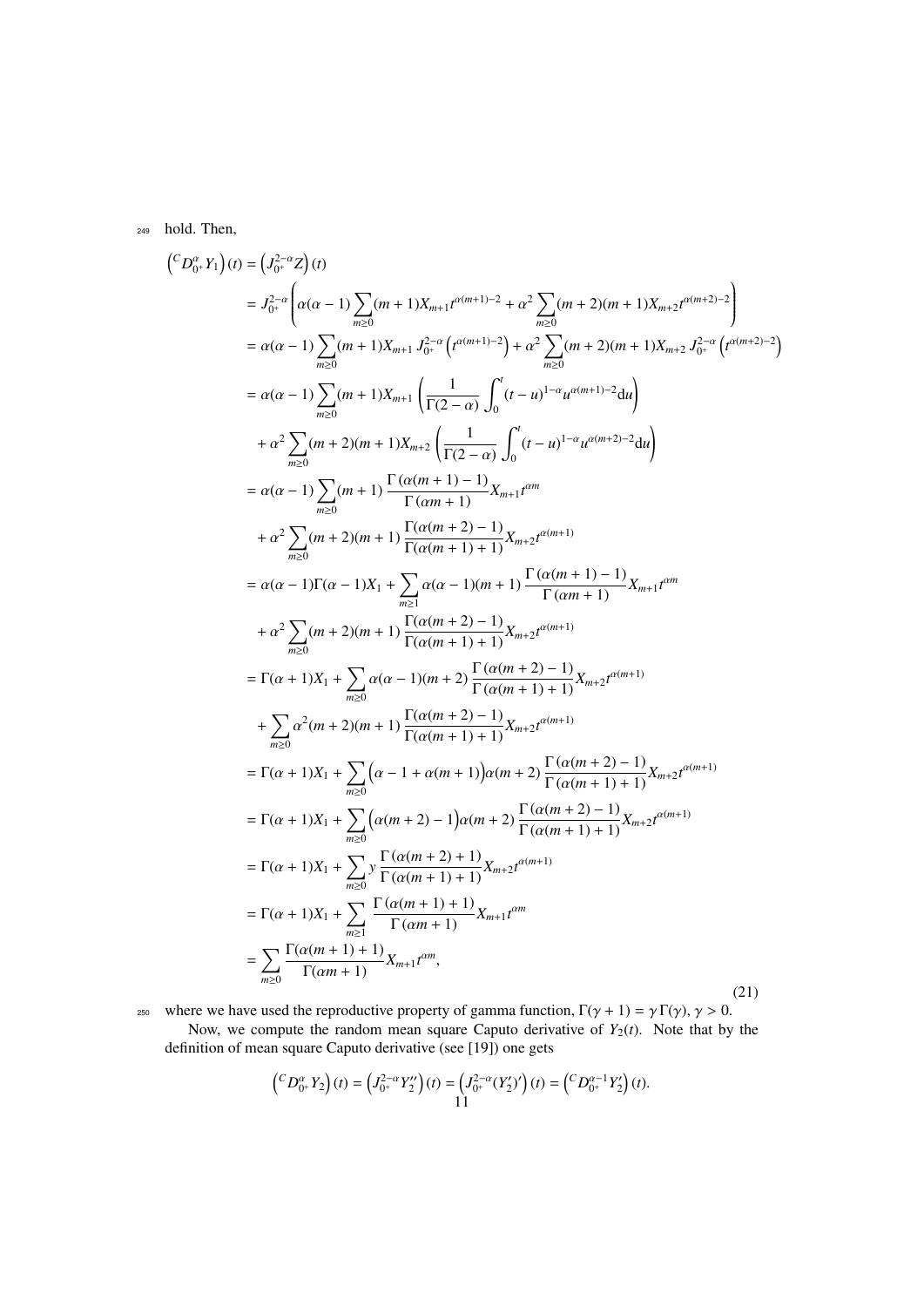hold. Then,

$$
\begin{aligned}
\left({}^{C}D_{0^+}^{\alpha} Y_1\right)(t) &= \left(J_{0^+}^{2-\alpha} Z\right)(t) \\
&= J_{0^+}^{2-\alpha}\left(\alpha(\alpha-1)\sum_{m\geq 0}(m+1)X_{m+1}t^{\alpha(m+1)-2} + \alpha^2\sum_{m\geq 0}(m+2)(m+1)X_{m+2}t^{\alpha(m+2)-2}\right) \\
&= \alpha(\alpha-1)\sum_{m\geq 0}(m+1)X_{m+1}\, J_{0^+}^{2-\alpha}\left(t^{\alpha(m+1)-2}\right) + \alpha^2\sum_{m\geq 0}(m+2)(m+1)X_{m+2}\, J_{0^+}^{2-\alpha}\left(t^{\alpha(m+2)-2}\right) \\
&= \alpha(\alpha-1)\sum_{m\geq 0}(m+1)X_{m+1}\left(\frac{1}{\Gamma(2-\alpha)}\int_0^t (t-u)^{1-\alpha}u^{\alpha(m+1)-2}\mathrm{d}u\right) \\
&\quad + \alpha^2\sum_{m\geq 0}(m+2)(m+1)X_{m+2}\left(\frac{1}{\Gamma(2-\alpha)}\int_0^t (t-u)^{1-\alpha}u^{\alpha(m+2)-2}\mathrm{d}u\right) \\
&= \alpha(\alpha-1)\sum_{m\geq 0}(m+1)\frac{\Gamma\left(\alpha(m+1)-1\right)}{\Gamma\left(\alpha m+1\right)}X_{m+1}t^{\alpha m} \\
&\quad + \alpha^2\sum_{m\geq 0}(m+2)(m+1)\frac{\Gamma(\alpha(m+2)-1)}{\Gamma(\alpha(m+1)+1)}X_{m+2}t^{\alpha(m+1)} \\
&= \alpha(\alpha-1)\Gamma(\alpha-1)X_1 + \sum_{m\geq 1}\alpha(\alpha-1)(m+1)\frac{\Gamma\left(\alpha(m+1)-1\right)}{\Gamma\left(\alpha m+1\right)}X_{m+1}t^{\alpha m} \\
&\quad + \alpha^2\sum_{m\geq 0}(m+2)(m+1)\frac{\Gamma(\alpha(m+2)-1)}{\Gamma(\alpha(m+1)+1)}X_{m+2}t^{\alpha(m+1)} \\
&= \Gamma(\alpha+1)X_1 + \sum_{m\geq 0}\alpha(\alpha-1)(m+2)\frac{\Gamma\left(\alpha(m+2)-1\right)}{\Gamma\left(\alpha(m+1)+1\right)}X_{m+2}t^{\alpha(m+1)} \\
&\quad + \sum_{m\geq 0}\alpha^2(m+2)(m+1)\frac{\Gamma(\alpha(m+2)-1)}{\Gamma(\alpha(m+1)+1)}X_{m+2}t^{\alpha(m+1)} \\
&= \Gamma(\alpha+1)X_1 + \sum_{m\geq 0}\Big(\alpha-1+\alpha(m+1)\Big)\alpha(m+2)\frac{\Gamma\left(\alpha(m+2)-1\right)}{\Gamma\left(\alpha(m+1)+1\right)}X_{m+2}t^{\alpha(m+1)} \\
&= \Gamma(\alpha+1)X_1 + \sum_{m\geq 0}\Big(\alpha(m+2)-1\Big)\alpha(m+2)\frac{\Gamma\left(\alpha(m+2)-1\right)}{\Gamma\left(\alpha(m+1)+1\right)}X_{m+2}t^{\alpha(m+1)} \\
&= \Gamma(\alpha+1)X_1 + \sum_{m\geq 0} y\,\frac{\Gamma\left(\alpha(m+2)+1\right)}{\Gamma\left(\alpha(m+1)+1\right)}X_{m+2}t^{\alpha(m+1)} \\
&= \Gamma(\alpha+1)X_1 + \sum_{m\geq 1}\frac{\Gamma\left(\alpha(m+1)+1\right)}{\Gamma\left(\alpha m+1\right)}X_{m+1}t^{\alpha m} \\
&= \sum_{m\geq 0}\frac{\Gamma(\alpha(m+1)+1)}{\Gamma(\alpha m+1)}X_{m+1}t^{\alpha m},
\end{aligned}
\tag{21}
$$

where we have used the reproductive property of gamma function, $\Gamma(\gamma+1) = \gamma\,\Gamma(\gamma)$, $\gamma > 0$.

Now, we compute the random mean square Caputo derivative of $Y_2(t)$. Note that by the definition of mean square Caputo derivative (see [19]) one gets

$$
\left({}^{C}D_{0^+}^{\alpha} Y_2\right)(t) = \left(J_{0^+}^{2-\alpha} Y_2''\right)(t) = \left(J_{0^+}^{2-\alpha} (Y_2')'\right)(t) = \left({}^{C}D_{0^+}^{\alpha-1} Y_2'\right)(t).
$$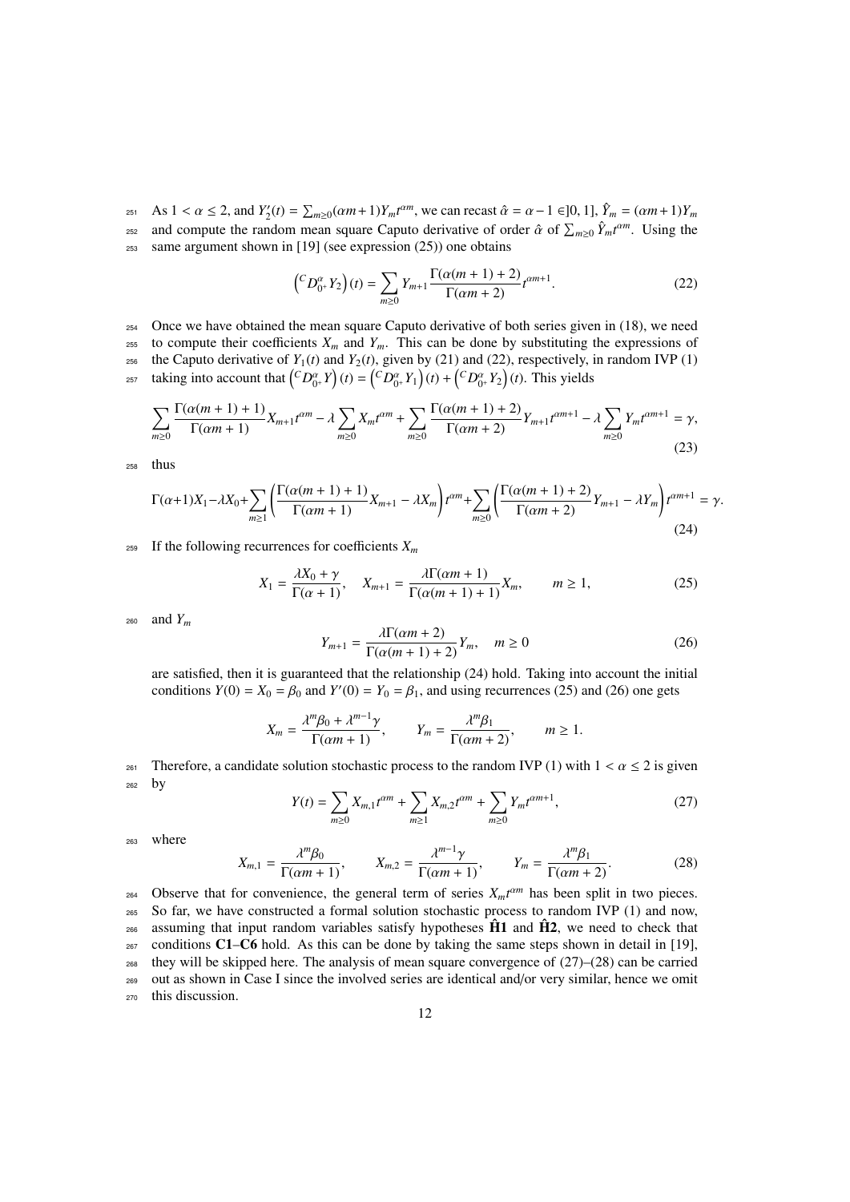As $1 < \alpha \leq 2$, and $Y_2'(t) = \sum_{m\geq 0}(\alpha m+1)Y_m t^{\alpha m}$, we can recast $\hat{\alpha} = \alpha - 1 \in ]0, 1]$, $\hat{Y}_m = (\alpha m+1)Y_m$ and compute the random mean square Caputo derivative of order $\hat{\alpha}$ of $\sum_{m\geq 0} \hat{Y}_m t^{\alpha m}$. Using the same argument shown in [19] (see expression (25)) one obtains

$$
\left({}^C D_{0^+}^{\alpha} Y_2\right)(t) = \sum_{m\geq 0} Y_{m+1} \frac{\Gamma(\alpha(m+1)+2)}{\Gamma(\alpha m+2)} t^{\alpha m+1}. \tag{22}
$$

Once we have obtained the mean square Caputo derivative of both series given in (18), we need to compute their coefficients $X_m$ and $Y_m$. This can be done by substituting the expressions of the Caputo derivative of $Y_1(t)$ and $Y_2(t)$, given by (21) and (22), respectively, in random IVP (1) taking into account that $\left({}^C D_{0^+}^{\alpha} Y\right)(t) = \left({}^C D_{0^+}^{\alpha} Y_1\right)(t) + \left({}^C D_{0^+}^{\alpha} Y_2\right)(t)$. This yields

$$
\sum_{m\geq 0} \frac{\Gamma(\alpha(m+1)+1)}{\Gamma(\alpha m+1)} X_{m+1} t^{\alpha m} - \lambda \sum_{m\geq 0} X_m t^{\alpha m} + \sum_{m\geq 0} \frac{\Gamma(\alpha(m+1)+2)}{\Gamma(\alpha m+2)} Y_{m+1} t^{\alpha m+1} - \lambda \sum_{m\geq 0} Y_m t^{\alpha m+1} = \gamma, \tag{23}
$$

thus

$$
\Gamma(\alpha+1)X_1 - \lambda X_0 + \sum_{m\geq 1} \left( \frac{\Gamma(\alpha(m+1)+1)}{\Gamma(\alpha m+1)} X_{m+1} - \lambda X_m \right) t^{\alpha m} + \sum_{m\geq 0} \left( \frac{\Gamma(\alpha(m+1)+2)}{\Gamma(\alpha m+2)} Y_{m+1} - \lambda Y_m \right) t^{\alpha m+1} = \gamma. \tag{24}
$$

If the following recurrences for coefficients $X_m$

$$
X_1 = \frac{\lambda X_0 + \gamma}{\Gamma(\alpha+1)}, \quad X_{m+1} = \frac{\lambda \Gamma(\alpha m+1)}{\Gamma(\alpha(m+1)+1)} X_m, \qquad m \geq 1, \tag{25}
$$

and $Y_m$

$$
Y_{m+1} = \frac{\lambda \Gamma(\alpha m+2)}{\Gamma(\alpha(m+1)+2)} Y_m, \quad m \geq 0 \tag{26}
$$

are satisfied, then it is guaranteed that the relationship (24) hold. Taking into account the initial conditions $Y(0) = X_0 = \beta_0$ and $Y'(0) = Y_0 = \beta_1$, and using recurrences (25) and (26) one gets

$$
X_m = \frac{\lambda^m \beta_0 + \lambda^{m-1}\gamma}{\Gamma(\alpha m+1)}, \qquad Y_m = \frac{\lambda^m \beta_1}{\Gamma(\alpha m+2)}, \qquad m \geq 1.
$$

Therefore, a candidate solution stochastic process to the random IVP (1) with $1 < \alpha \leq 2$ is given by

$$
Y(t) = \sum_{m\geq 0} X_{m,1} t^{\alpha m} + \sum_{m\geq 1} X_{m,2} t^{\alpha m} + \sum_{m\geq 0} Y_m t^{\alpha m+1}, \tag{27}
$$

where

$$
X_{m,1} = \frac{\lambda^m \beta_0}{\Gamma(\alpha m+1)}, \qquad X_{m,2} = \frac{\lambda^{m-1}\gamma}{\Gamma(\alpha m+1)}, \qquad Y_m = \frac{\lambda^m \beta_1}{\Gamma(\alpha m+2)}. \tag{28}
$$

Observe that for convenience, the general term of series $X_m t^{\alpha m}$ has been split in two pieces. So far, we have constructed a formal solution stochastic process to random IVP (1) and now, assuming that input random variables satisfy hypotheses $\hat{\mathbf{H}}\mathbf{1}$ and $\hat{\mathbf{H}}\mathbf{2}$, we need to check that conditions **C1**–**C6** hold. As this can be done by taking the same steps shown in detail in [19], they will be skipped here. The analysis of mean square convergence of (27)–(28) can be carried out as shown in Case I since the involved series are identical and/or very similar, hence we omit this discussion.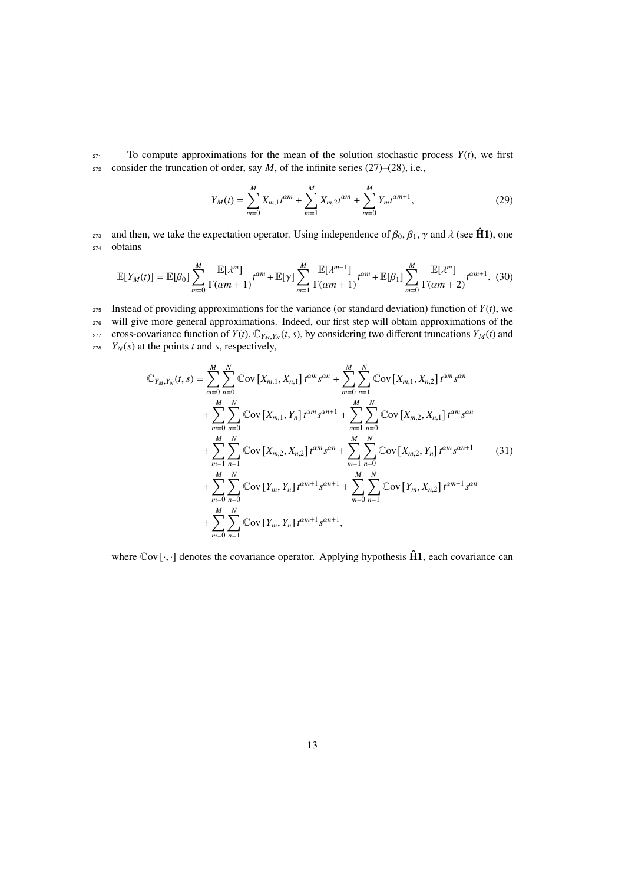To compute approximations for the mean of the solution stochastic process $Y(t)$, we first consider the truncation of order, say $M$, of the infinite series (27)–(28), i.e.,

$$Y_M(t) = \sum_{m=0}^{M} X_{m,1} t^{\alpha m} + \sum_{m=1}^{M} X_{m,2} t^{\alpha m} + \sum_{m=0}^{M} Y_m t^{\alpha m+1}, \tag{29}$$

and then, we take the expectation operator. Using independence of $\beta_0$, $\beta_1$, $\gamma$ and $\lambda$ (see $\hat{\mathbf{H}}\mathbf{1}$), one obtains

$$\mathbb{E}[Y_M(t)] = \mathbb{E}[\beta_0] \sum_{m=0}^{M} \frac{\mathbb{E}[\lambda^m]}{\Gamma(\alpha m+1)} t^{\alpha m} + \mathbb{E}[\gamma] \sum_{m=1}^{M} \frac{\mathbb{E}[\lambda^{m-1}]}{\Gamma(\alpha m+1)} t^{\alpha m} + \mathbb{E}[\beta_1] \sum_{m=0}^{M} \frac{\mathbb{E}[\lambda^m]}{\Gamma(\alpha m+2)} t^{\alpha m+1}. \tag{30}$$

Instead of providing approximations for the variance (or standard deviation) function of $Y(t)$, we will give more general approximations. Indeed, our first step will obtain approximations of the cross-covariance function of $Y(t)$, $\mathbb{C}_{Y_M,Y_N}(t,s)$, by considering two different truncations $Y_M(t)$ and $Y_N(s)$ at the points $t$ and $s$, respectively,

$$\begin{aligned}
\mathbb{C}_{Y_M,Y_N}(t,s) = & \sum_{m=0}^{M} \sum_{n=0}^{N} \mathbb{C}\text{ov}\left[X_{m,1}, X_{n,1}\right] t^{\alpha m} s^{\alpha n} + \sum_{m=0}^{M} \sum_{n=1}^{N} \mathbb{C}\text{ov}\left[X_{m,1}, X_{n,2}\right] t^{\alpha m} s^{\alpha n} \\
& + \sum_{m=0}^{M} \sum_{n=0}^{N} \mathbb{C}\text{ov}\left[X_{m,1}, Y_n\right] t^{\alpha m} s^{\alpha n+1} + \sum_{m=1}^{M} \sum_{n=0}^{N} \mathbb{C}\text{ov}\left[X_{m,2}, X_{n,1}\right] t^{\alpha m} s^{\alpha n} \\
& + \sum_{m=1}^{M} \sum_{n=1}^{N} \mathbb{C}\text{ov}\left[X_{m,2}, X_{n,2}\right] t^{\alpha m} s^{\alpha n} + \sum_{m=1}^{M} \sum_{n=0}^{N} \mathbb{C}\text{ov}\left[X_{m,2}, Y_n\right] t^{\alpha m} s^{\alpha n+1} \\
& + \sum_{m=0}^{M} \sum_{n=0}^{N} \mathbb{C}\text{ov}\left[Y_m, Y_n\right] t^{\alpha m+1} s^{\alpha n+1} + \sum_{m=0}^{M} \sum_{n=1}^{N} \mathbb{C}\text{ov}\left[Y_m, X_{n,2}\right] t^{\alpha m+1} s^{\alpha n} \\
& + \sum_{m=0}^{M} \sum_{n=1}^{N} \mathbb{C}\text{ov}\left[Y_m, Y_n\right] t^{\alpha m+1} s^{\alpha n+1},
\end{aligned} \tag{31}$$

where $\mathbb{C}\text{ov}[\cdot,\cdot]$ denotes the covariance operator. Applying hypothesis $\hat{\mathbf{H}}\mathbf{1}$, each covariance can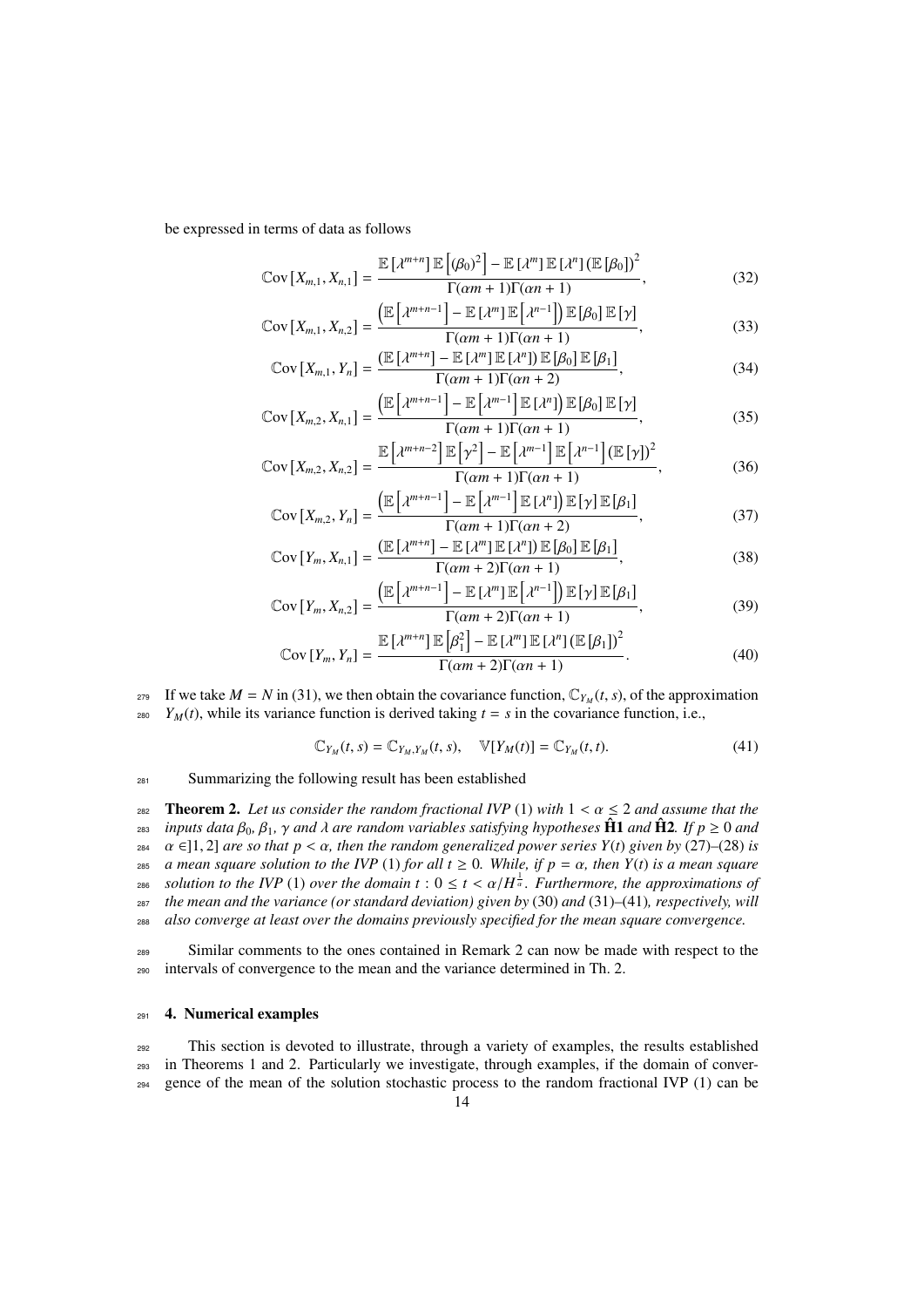be expressed in terms of data as follows

$$\mathbb{C}\mathrm{ov}\left[X_{m,1}, X_{n,1}\right] = \frac{\mathbb{E}\left[\lambda^{m+n}\right]\mathbb{E}\left[(\beta_0)^2\right] - \mathbb{E}\left[\lambda^m\right]\mathbb{E}\left[\lambda^n\right](\mathbb{E}\left[\beta_0\right])^2}{\Gamma(\alpha m+1)\Gamma(\alpha n+1)}, \tag{32}$$

$$\mathbb{C}\mathrm{ov}\left[X_{m,1}, X_{n,2}\right] = \frac{\left(\mathbb{E}\left[\lambda^{m+n-1}\right] - \mathbb{E}\left[\lambda^m\right]\mathbb{E}\left[\lambda^{n-1}\right]\right)\mathbb{E}\left[\beta_0\right]\mathbb{E}\left[\gamma\right]}{\Gamma(\alpha m+1)\Gamma(\alpha n+1)}, \tag{33}$$

$$\mathbb{C}\mathrm{ov}\left[X_{m,1}, Y_n\right] = \frac{\left(\mathbb{E}\left[\lambda^{m+n}\right] - \mathbb{E}\left[\lambda^m\right]\mathbb{E}\left[\lambda^n\right]\right)\mathbb{E}\left[\beta_0\right]\mathbb{E}\left[\beta_1\right]}{\Gamma(\alpha m+1)\Gamma(\alpha n+2)}, \tag{34}$$

$$\mathbb{C}\mathrm{ov}\left[X_{m,2}, X_{n,1}\right] = \frac{\left(\mathbb{E}\left[\lambda^{m+n-1}\right] - \mathbb{E}\left[\lambda^{m-1}\right]\mathbb{E}\left[\lambda^n\right]\right)\mathbb{E}\left[\beta_0\right]\mathbb{E}\left[\gamma\right]}{\Gamma(\alpha m+1)\Gamma(\alpha n+1)}, \tag{35}$$

$$\mathbb{C}\mathrm{ov}\left[X_{m,2}, X_{n,2}\right] = \frac{\mathbb{E}\left[\lambda^{m+n-2}\right]\mathbb{E}\left[\gamma^2\right] - \mathbb{E}\left[\lambda^{m-1}\right]\mathbb{E}\left[\lambda^{n-1}\right](\mathbb{E}\left[\gamma\right])^2}{\Gamma(\alpha m+1)\Gamma(\alpha n+1)}, \tag{36}$$

$$\mathbb{C}\mathrm{ov}\left[X_{m,2}, Y_n\right] = \frac{\left(\mathbb{E}\left[\lambda^{m+n-1}\right] - \mathbb{E}\left[\lambda^{m-1}\right]\mathbb{E}\left[\lambda^n\right]\right)\mathbb{E}\left[\gamma\right]\mathbb{E}\left[\beta_1\right]}{\Gamma(\alpha m+1)\Gamma(\alpha n+2)}, \tag{37}$$

$$\mathbb{C}\mathrm{ov}\left[Y_m, X_{n,1}\right] = \frac{\left(\mathbb{E}\left[\lambda^{m+n}\right] - \mathbb{E}\left[\lambda^m\right]\mathbb{E}\left[\lambda^n\right]\right)\mathbb{E}\left[\beta_0\right]\mathbb{E}\left[\beta_1\right]}{\Gamma(\alpha m+2)\Gamma(\alpha n+1)}, \tag{38}$$

$$\mathbb{C}\mathrm{ov}\left[Y_m, X_{n,2}\right] = \frac{\left(\mathbb{E}\left[\lambda^{m+n-1}\right] - \mathbb{E}\left[\lambda^m\right]\mathbb{E}\left[\lambda^{n-1}\right]\right)\mathbb{E}\left[\gamma\right]\mathbb{E}\left[\beta_1\right]}{\Gamma(\alpha m+2)\Gamma(\alpha n+1)}, \tag{39}$$

$$\mathbb{C}\mathrm{ov}\left[Y_m, Y_n\right] = \frac{\mathbb{E}\left[\lambda^{m+n}\right]\mathbb{E}\left[\beta_1^2\right] - \mathbb{E}\left[\lambda^m\right]\mathbb{E}\left[\lambda^n\right](\mathbb{E}\left[\beta_1\right])^2}{\Gamma(\alpha m+2)\Gamma(\alpha n+1)}. \tag{40}$$

If we take $M = N$ in (31), we then obtain the covariance function, $\mathbb{C}_{Y_M}(t,s)$, of the approximation $Y_M(t)$, while its variance function is derived taking $t = s$ in the covariance function, i.e.,

$$\mathbb{C}_{Y_M}(t,s) = \mathbb{C}_{Y_M,Y_M}(t,s), \quad \mathbb{V}[Y_M(t)] = \mathbb{C}_{Y_M}(t,t). \tag{41}$$

Summarizing the following result has been established

**Theorem 2.** *Let us consider the random fractional IVP* (1) *with $1 < \alpha \leq 2$ and assume that the inputs data $\beta_0$, $\beta_1$, $\gamma$ and $\lambda$ are random variables satisfying hypotheses* $\hat{\mathbf{H}}\mathbf{1}$ *and* $\hat{\mathbf{H}}\mathbf{2}$*. If $p \geq 0$ and $\alpha \in ]1,2]$ are so that $p < \alpha$, then the random generalized power series $Y(t)$ given by* (27)–(28) *is a mean square solution to the IVP* (1) *for all $t \geq 0$. While, if $p = \alpha$, then $Y(t)$ is a mean square solution to the IVP* (1) *over the domain $t : 0 \leq t < \alpha/H^{\frac{1}{\alpha}}$. Furthermore, the approximations of the mean and the variance (or standard deviation) given by* (30) *and* (31)–(41)*, respectively, will also converge at least over the domains previously specified for the mean square convergence.*

Similar comments to the ones contained in Remark 2 can now be made with respect to the intervals of convergence to the mean and the variance determined in Th. 2.

## 4. Numerical examples

This section is devoted to illustrate, through a variety of examples, the results established in Theorems 1 and 2. Particularly we investigate, through examples, if the domain of convergence of the mean of the solution stochastic process to the random fractional IVP (1) can be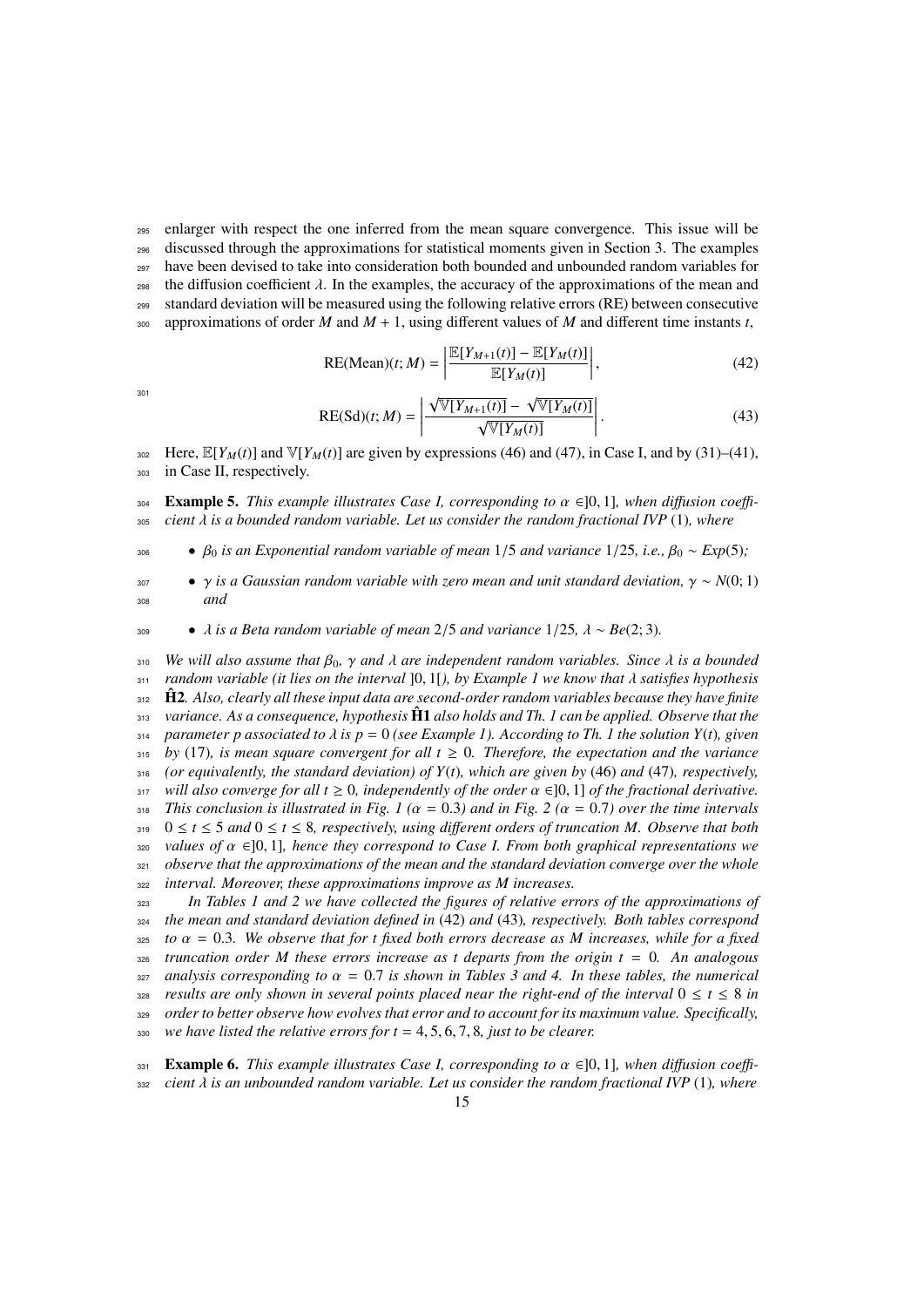enlarger with respect the one inferred from the mean square convergence. This issue will be discussed through the approximations for statistical moments given in Section 3. The examples have been devised to take into consideration both bounded and unbounded random variables for the diffusion coefficient $\lambda$. In the examples, the accuracy of the approximations of the mean and standard deviation will be measured using the following relative errors (RE) between consecutive approximations of order $M$ and $M+1$, using different values of $M$ and different time instants $t$,

$$\mathrm{RE(Mean)}(t; M) = \left| \frac{\mathbb{E}[Y_{M+1}(t)] - \mathbb{E}[Y_M(t)]}{\mathbb{E}[Y_M(t)]} \right|, \tag{42}$$

$$\mathrm{RE(Sd)}(t; M) = \left| \frac{\sqrt{\mathbb{V}[Y_{M+1}(t)]} - \sqrt{\mathbb{V}[Y_M(t)]}}{\sqrt{\mathbb{V}[Y_M(t)]}} \right|. \tag{43}$$

Here, $\mathbb{E}[Y_M(t)]$ and $\mathbb{V}[Y_M(t)]$ are given by expressions (46) and (47), in Case I, and by (31)–(41), in Case II, respectively.

**Example 5.** *This example illustrates Case I, corresponding to $\alpha \in ]0,1]$, when diffusion coefficient $\lambda$ is a bounded random variable. Let us consider the random fractional IVP* (1)*, where*

- *$\beta_0$ is an Exponential random variable of mean $1/5$ and variance $1/25$, i.e., $\beta_0 \sim Exp(5)$;*
- *$\gamma$ is a Gaussian random variable with zero mean and unit standard deviation, $\gamma \sim N(0;1)$ and*
- *$\lambda$ is a Beta random variable of mean $2/5$ and variance $1/25$, $\lambda \sim Be(2;3)$.*

*We will also assume that $\beta_0$, $\gamma$ and $\lambda$ are independent random variables. Since $\lambda$ is a bounded random variable (it lies on the interval $]0,1[$), by Example 1 we know that $\lambda$ satisfies hypothesis* $\hat{\mathbf{H}}\mathbf{2}$*. Also, clearly all these input data are second-order random variables because they have finite variance. As a consequence, hypothesis* $\hat{\mathbf{H}}\mathbf{1}$ *also holds and Th. 1 can be applied. Observe that the parameter $p$ associated to $\lambda$ is $p = 0$ (see Example 1). According to Th. 1 the solution $Y(t)$, given by* (17)*, is mean square convergent for all $t \geq 0$. Therefore, the expectation and the variance (or equivalently, the standard deviation) of $Y(t)$, which are given by* (46) *and* (47)*, respectively, will also converge for all $t \geq 0$, independently of the order $\alpha \in ]0,1]$ of the fractional derivative. This conclusion is illustrated in Fig. 1 ($\alpha = 0.3$) and in Fig. 2 ($\alpha = 0.7$) over the time intervals $0 \leq t \leq 5$ and $0 \leq t \leq 8$, respectively, using different orders of truncation $M$. Observe that both values of $\alpha \in ]0,1]$, hence they correspond to Case I. From both graphical representations we observe that the approximations of the mean and the standard deviation converge over the whole interval. Moreover, these approximations improve as $M$ increases.*

*In Tables 1 and 2 we have collected the figures of relative errors of the approximations of the mean and standard deviation defined in* (42) *and* (43)*, respectively. Both tables correspond to $\alpha = 0.3$. We observe that for $t$ fixed both errors decrease as $M$ increases, while for a fixed truncation order $M$ these errors increase as $t$ departs from the origin $t = 0$. An analogous analysis corresponding to $\alpha = 0.7$ is shown in Tables 3 and 4. In these tables, the numerical results are only shown in several points placed near the right-end of the interval $0 \leq t \leq 8$ in order to better observe how evolves that error and to account for its maximum value. Specifically, we have listed the relative errors for $t = 4, 5, 6, 7, 8$, just to be clearer.*

**Example 6.** *This example illustrates Case I, corresponding to $\alpha \in ]0,1]$, when diffusion coefficient $\lambda$ is an unbounded random variable. Let us consider the random fractional IVP* (1)*, where*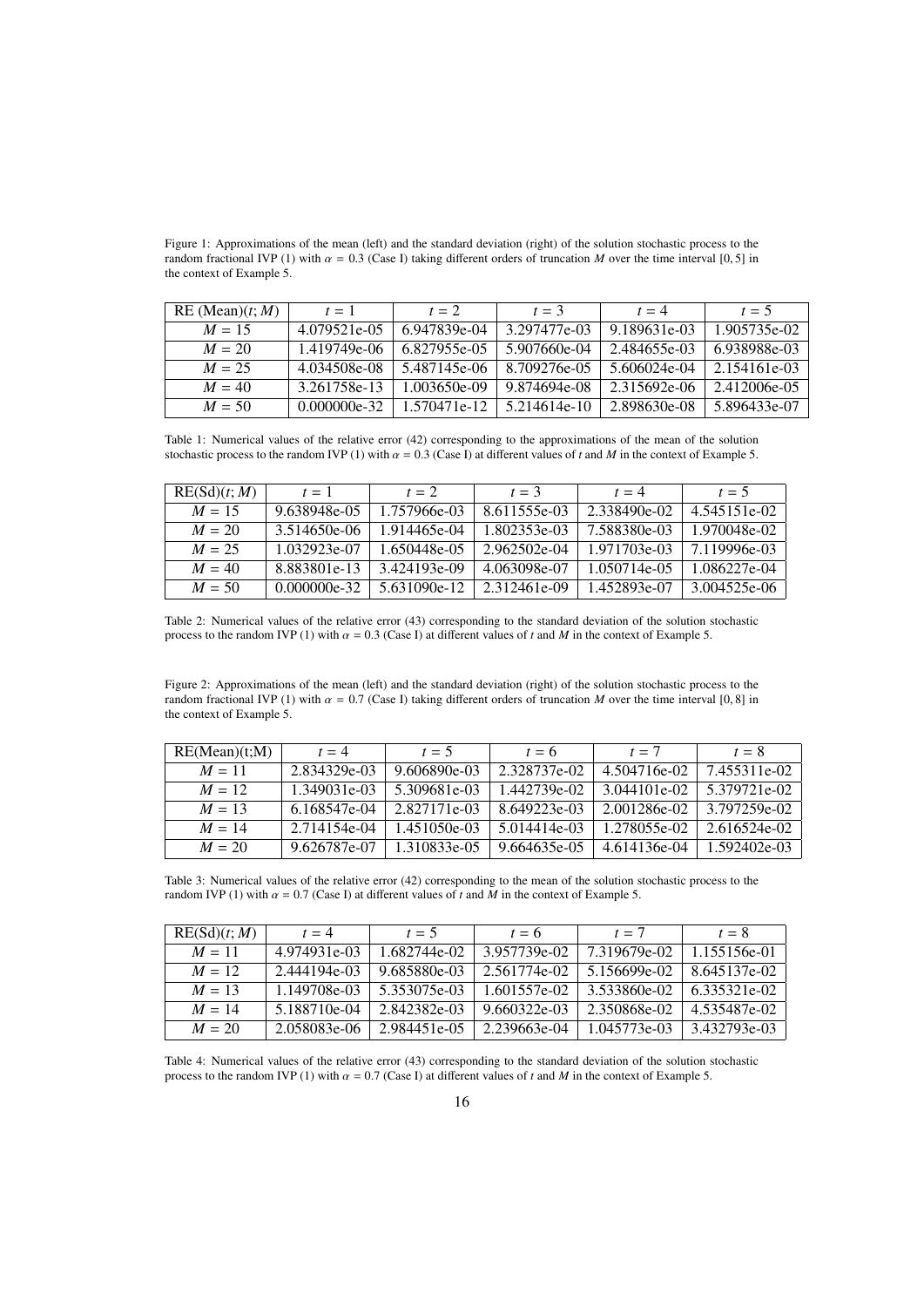Figure 1: Approximations of the mean (left) and the standard deviation (right) of the solution stochastic process to the random fractional IVP (1) with $\alpha = 0.3$ (Case I) taking different orders of truncation $M$ over the time interval $[0, 5]$ in the context of Example 5.

| RE (Mean)$(t; M)$ | $t = 1$ | $t = 2$ | $t = 3$ | $t = 4$ | $t = 5$ |
|---|---|---|---|---|---|
| $M = 15$ | 4.079521e-05 | 6.947839e-04 | 3.297477e-03 | 9.189631e-03 | 1.905735e-02 |
| $M = 20$ | 1.419749e-06 | 6.827955e-05 | 5.907660e-04 | 2.484655e-03 | 6.938988e-03 |
| $M = 25$ | 4.034508e-08 | 5.487145e-06 | 8.709276e-05 | 5.606024e-04 | 2.154161e-03 |
| $M = 40$ | 3.261758e-13 | 1.003650e-09 | 9.874694e-08 | 2.315692e-06 | 2.412006e-05 |
| $M = 50$ | 0.000000e-32 | 1.570471e-12 | 5.214614e-10 | 2.898630e-08 | 5.896433e-07 |

Table 1: Numerical values of the relative error (42) corresponding to the approximations of the mean of the solution stochastic process to the random IVP (1) with $\alpha = 0.3$ (Case I) at different values of $t$ and $M$ in the context of Example 5.

| RE(Sd)$(t; M)$ | $t = 1$ | $t = 2$ | $t = 3$ | $t = 4$ | $t = 5$ |
|---|---|---|---|---|---|
| $M = 15$ | 9.638948e-05 | 1.757966e-03 | 8.611555e-03 | 2.338490e-02 | 4.545151e-02 |
| $M = 20$ | 3.514650e-06 | 1.914465e-04 | 1.802353e-03 | 7.588380e-03 | 1.970048e-02 |
| $M = 25$ | 1.032923e-07 | 1.650448e-05 | 2.962502e-04 | 1.971703e-03 | 7.119996e-03 |
| $M = 40$ | 8.883801e-13 | 3.424193e-09 | 4.063098e-07 | 1.050714e-05 | 1.086227e-04 |
| $M = 50$ | 0.000000e-32 | 5.631090e-12 | 2.312461e-09 | 1.452893e-07 | 3.004525e-06 |

Table 2: Numerical values of the relative error (43) corresponding to the standard deviation of the solution stochastic process to the random IVP (1) with $\alpha = 0.3$ (Case I) at different values of $t$ and $M$ in the context of Example 5.

Figure 2: Approximations of the mean (left) and the standard deviation (right) of the solution stochastic process to the random fractional IVP (1) with $\alpha = 0.7$ (Case I) taking different orders of truncation $M$ over the time interval $[0, 8]$ in the context of Example 5.

| RE(Mean)(t;M) | $t = 4$ | $t = 5$ | $t = 6$ | $t = 7$ | $t = 8$ |
|---|---|---|---|---|---|
| $M = 11$ | 2.834329e-03 | 9.606890e-03 | 2.328737e-02 | 4.504716e-02 | 7.455311e-02 |
| $M = 12$ | 1.349031e-03 | 5.309681e-03 | 1.442739e-02 | 3.044101e-02 | 5.379721e-02 |
| $M = 13$ | 6.168547e-04 | 2.827171e-03 | 8.649223e-03 | 2.001286e-02 | 3.797259e-02 |
| $M = 14$ | 2.714154e-04 | 1.451050e-03 | 5.014414e-03 | 1.278055e-02 | 2.616524e-02 |
| $M = 20$ | 9.626787e-07 | 1.310833e-05 | 9.664635e-05 | 4.614136e-04 | 1.592402e-03 |

Table 3: Numerical values of the relative error (42) corresponding to the mean of the solution stochastic process to the random IVP (1) with $\alpha = 0.7$ (Case I) at different values of $t$ and $M$ in the context of Example 5.

| RE(Sd)$(t; M)$ | $t = 4$ | $t = 5$ | $t = 6$ | $t = 7$ | $t = 8$ |
|---|---|---|---|---|---|
| $M = 11$ | 4.974931e-03 | 1.682744e-02 | 3.957739e-02 | 7.319679e-02 | 1.155156e-01 |
| $M = 12$ | 2.444194e-03 | 9.685880e-03 | 2.561774e-02 | 5.156699e-02 | 8.645137e-02 |
| $M = 13$ | 1.149708e-03 | 5.353075e-03 | 1.601557e-02 | 3.533860e-02 | 6.335321e-02 |
| $M = 14$ | 5.188710e-04 | 2.842382e-03 | 9.660322e-03 | 2.350868e-02 | 4.535487e-02 |
| $M = 20$ | 2.058083e-06 | 2.984451e-05 | 2.239663e-04 | 1.045773e-03 | 3.432793e-03 |

Table 4: Numerical values of the relative error (43) corresponding to the standard deviation of the solution stochastic process to the random IVP (1) with $\alpha = 0.7$ (Case I) at different values of $t$ and $M$ in the context of Example 5.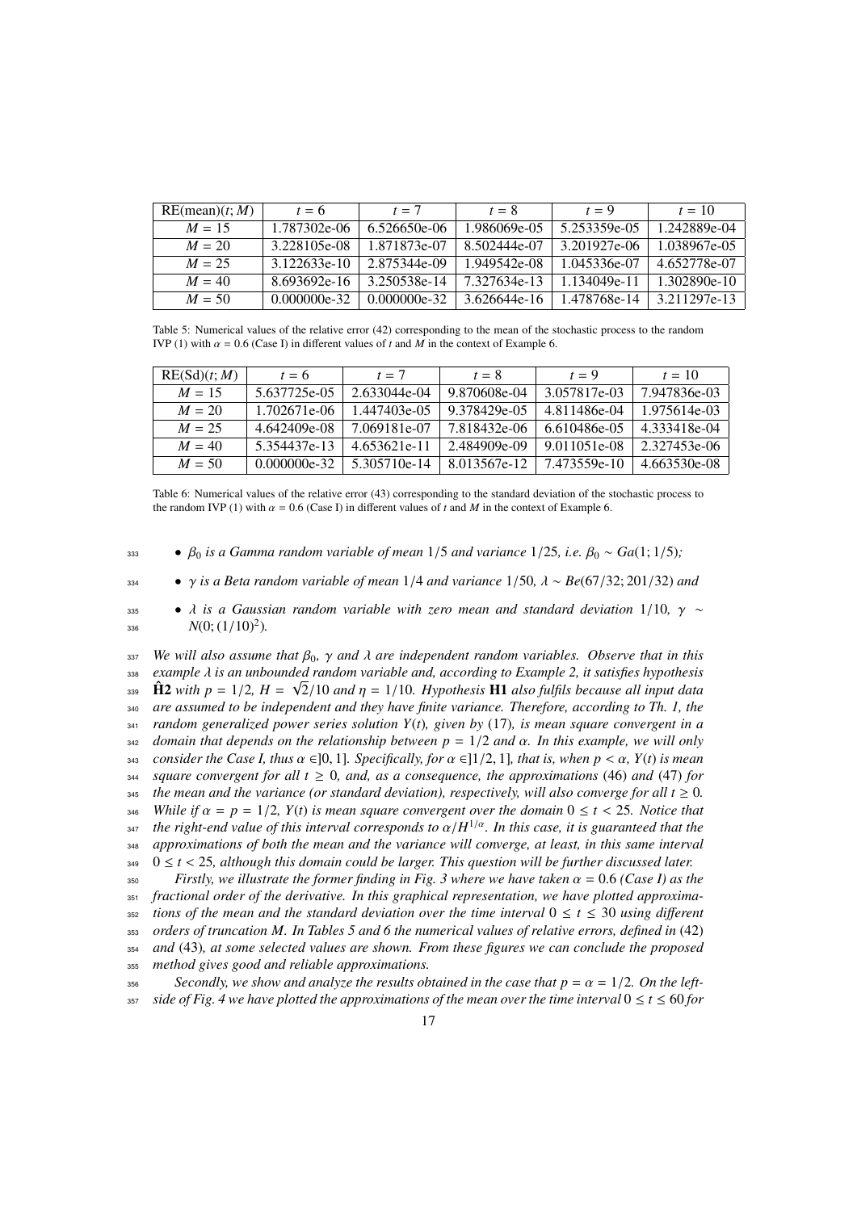| RE(mean)$(t; M)$ | $t = 6$ | $t = 7$ | $t = 8$ | $t = 9$ | $t = 10$ |
|---|---|---|---|---|---|
| $M = 15$ | 1.787302e-06 | 6.526650e-06 | 1.986069e-05 | 5.253359e-05 | 1.242889e-04 |
| $M = 20$ | 3.228105e-08 | 1.871873e-07 | 8.502444e-07 | 3.201927e-06 | 1.038967e-05 |
| $M = 25$ | 3.122633e-10 | 2.875344e-09 | 1.949542e-08 | 1.045336e-07 | 4.652778e-07 |
| $M = 40$ | 8.693692e-16 | 3.250538e-14 | 7.327634e-13 | 1.134049e-11 | 1.302890e-10 |
| $M = 50$ | 0.000000e-32 | 0.000000e-32 | 3.626644e-16 | 1.478768e-14 | 3.211297e-13 |

Table 5: Numerical values of the relative error (42) corresponding to the mean of the stochastic process to the random IVP (1) with $\alpha = 0.6$ (Case I) in different values of $t$ and $M$ in the context of Example 6.

| RE(Sd)$(t; M)$ | $t = 6$ | $t = 7$ | $t = 8$ | $t = 9$ | $t = 10$ |
|---|---|---|---|---|---|
| $M = 15$ | 5.637725e-05 | 2.633044e-04 | 9.870608e-04 | 3.057817e-03 | 7.947836e-03 |
| $M = 20$ | 1.702671e-06 | 1.447403e-05 | 9.378429e-05 | 4.811486e-04 | 1.975614e-03 |
| $M = 25$ | 4.642409e-08 | 7.069181e-07 | 7.818432e-06 | 6.610486e-05 | 4.333418e-04 |
| $M = 40$ | 5.354437e-13 | 4.653621e-11 | 2.484909e-09 | 9.011051e-08 | 2.327453e-06 |
| $M = 50$ | 0.000000e-32 | 5.305710e-14 | 8.013567e-12 | 7.473559e-10 | 4.663530e-08 |

Table 6: Numerical values of the relative error (43) corresponding to the standard deviation of the stochastic process to the random IVP (1) with $\alpha = 0.6$ (Case I) in different values of $t$ and $M$ in the context of Example 6.

- *$\beta_0$ is a Gamma random variable of mean $1/5$ and variance $1/25$, i.e. $\beta_0 \sim Ga(1; 1/5)$;*
- *$\gamma$ is a Beta random variable of mean $1/4$ and variance $1/50$, $\lambda \sim Be(67/32; 201/32)$ and*
- *$\lambda$ is a Gaussian random variable with zero mean and standard deviation $1/10$, $\gamma \sim N(0; (1/10)^2)$.*

*We will also assume that $\beta_0$, $\gamma$ and $\lambda$ are independent random variables. Observe that in this example $\lambda$ is an unbounded random variable and, according to Example 2, it satisfies hypothesis* $\hat{\mathbf{H}}\mathbf{2}$ *with $p = 1/2$, $H = \sqrt{2}/10$ and $\eta = 1/10$. Hypothesis* **H1** *also fulfils because all input data are assumed to be independent and they have finite variance. Therefore, according to Th. 1, the random generalized power series solution $Y(t)$, given by* (17)*, is mean square convergent in a domain that depends on the relationship between $p = 1/2$ and $\alpha$. In this example, we will only consider the Case I, thus $\alpha \in ]0, 1]$. Specifically, for $\alpha \in ]1/2, 1]$, that is, when $p < \alpha$, $Y(t)$ is mean square convergent for all $t \geq 0$, and, as a consequence, the approximations* (46) *and* (47) *for the mean and the variance (or standard deviation), respectively, will also converge for all $t \geq 0$. While if $\alpha = p = 1/2$, $Y(t)$ is mean square convergent over the domain $0 \leq t < 25$. Notice that the right-end value of this interval corresponds to $\alpha/H^{1/\alpha}$. In this case, it is guaranteed that the approximations of both the mean and the variance will converge, at least, in this same interval $0 \leq t < 25$, although this domain could be larger. This question will be further discussed later.*

*Firstly, we illustrate the former finding in Fig. 3 where we have taken $\alpha = 0.6$ (Case I) as the fractional order of the derivative. In this graphical representation, we have plotted approximations of the mean and the standard deviation over the time interval $0 \leq t \leq 30$ using different orders of truncation $M$. In Tables 5 and 6 the numerical values of relative errors, defined in* (42) *and* (43)*, at some selected values are shown. From these figures we can conclude the proposed method gives good and reliable approximations.*

*Secondly, we show and analyze the results obtained in the case that $p = \alpha = 1/2$. On the left-side of Fig. 4 we have plotted the approximations of the mean over the time interval $0 \leq t \leq 60$ for*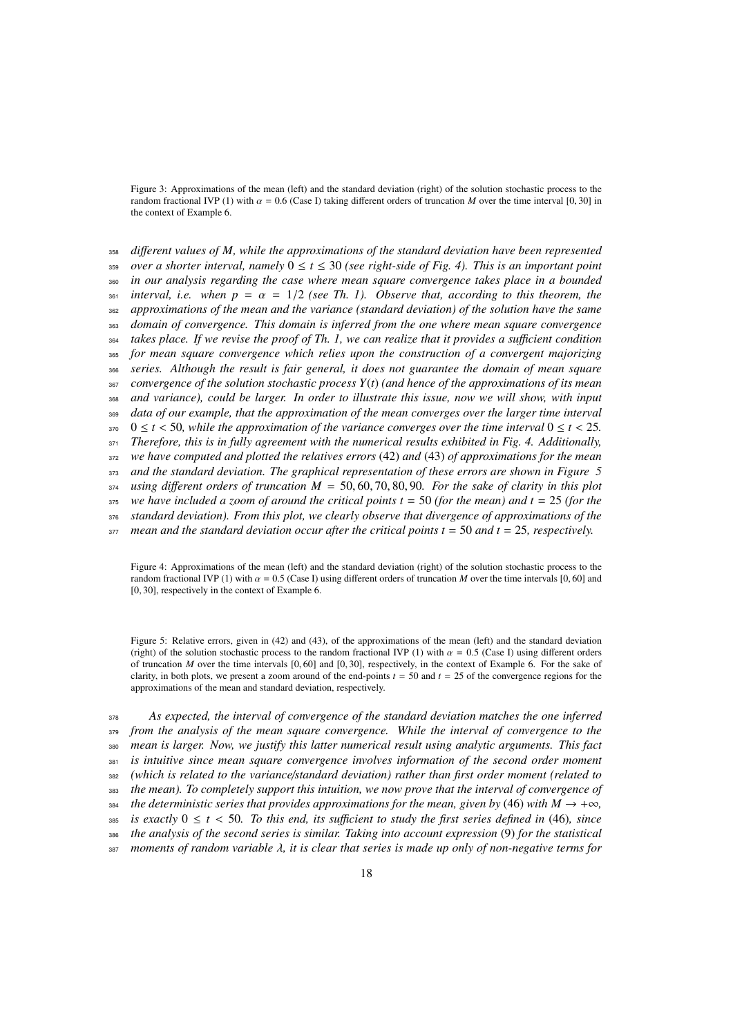Figure 3: Approximations of the mean (left) and the standard deviation (right) of the solution stochastic process to the random fractional IVP (1) with $\alpha = 0.6$ (Case I) taking different orders of truncation $M$ over the time interval $[0, 30]$ in the context of Example 6.

*different values of $M$, while the approximations of the standard deviation have been represented over a shorter interval, namely $0 \leq t \leq 30$ (see right-side of Fig. 4). This is an important point in our analysis regarding the case where mean square convergence takes place in a bounded interval, i.e. when $p = \alpha = 1/2$ (see Th. 1). Observe that, according to this theorem, the approximations of the mean and the variance (standard deviation) of the solution have the same domain of convergence. This domain is inferred from the one where mean square convergence takes place. If we revise the proof of Th. 1, we can realize that it provides a sufficient condition for mean square convergence which relies upon the construction of a convergent majorizing series. Although the result is fair general, it does not guarantee the domain of mean square convergence of the solution stochastic process $Y(t)$ (and hence of the approximations of its mean and variance), could be larger. In order to illustrate this issue, now we will show, with input data of our example, that the approximation of the mean converges over the larger time interval $0 \leq t < 50$, while the approximation of the variance converges over the time interval $0 \leq t < 25$. Therefore, this is in fully agreement with the numerical results exhibited in Fig. 4. Additionally, we have computed and plotted the relatives errors (42) and (43) of approximations for the mean and the standard deviation. The graphical representation of these errors are shown in Figure 5 using different orders of truncation $M = 50, 60, 70, 80, 90$. For the sake of clarity in this plot we have included a zoom of around the critical points $t = 50$ (for the mean) and $t = 25$ (for the standard deviation). From this plot, we clearly observe that divergence of approximations of the mean and the standard deviation occur after the critical points $t = 50$ and $t = 25$, respectively.*

Figure 4: Approximations of the mean (left) and the standard deviation (right) of the solution stochastic process to the random fractional IVP (1) with $\alpha = 0.5$ (Case I) using different orders of truncation $M$ over the time intervals $[0, 60]$ and $[0, 30]$, respectively in the context of Example 6.

Figure 5: Relative errors, given in (42) and (43), of the approximations of the mean (left) and the standard deviation (right) of the solution stochastic process to the random fractional IVP (1) with $\alpha = 0.5$ (Case I) using different orders of truncation $M$ over the time intervals $[0, 60]$ and $[0, 30]$, respectively, in the context of Example 6. For the sake of clarity, in both plots, we present a zoom around of the end-points $t = 50$ and $t = 25$ of the convergence regions for the approximations of the mean and standard deviation, respectively.

*As expected, the interval of convergence of the standard deviation matches the one inferred from the analysis of the mean square convergence. While the interval of convergence to the mean is larger. Now, we justify this latter numerical result using analytic arguments. This fact is intuitive since mean square convergence involves information of the second order moment (which is related to the variance/standard deviation) rather than first order moment (related to the mean). To completely support this intuition, we now prove that the interval of convergence of the deterministic series that provides approximations for the mean, given by (46) with $M \to +\infty$, is exactly $0 \leq t < 50$. To this end, its sufficient to study the first series defined in (46), since the analysis of the second series is similar. Taking into account expression (9) for the statistical moments of random variable $\lambda$, it is clear that series is made up only of non-negative terms for*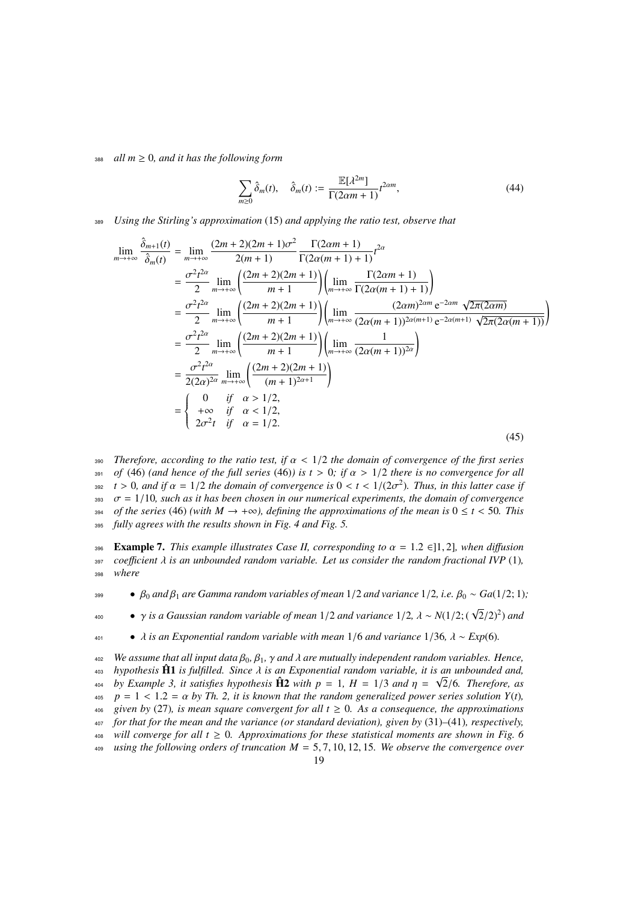*all $m \geq 0$, and it has the following form*

$$
\sum_{m \geq 0} \hat{\delta}_m(t), \quad \hat{\delta}_m(t) := \frac{\mathbb{E}[\lambda^{2m}]}{\Gamma(2\alpha m + 1)} t^{2\alpha m}, \tag{44}
$$

*Using the Stirling's approximation* (15) *and applying the ratio test, observe that*

$$
\begin{aligned}
\lim_{m \to +\infty} \frac{\hat{\delta}_{m+1}(t)}{\hat{\delta}_m(t)} &= \lim_{m \to +\infty} \frac{(2m+2)(2m+1)\sigma^2}{2(m+1)} \frac{\Gamma(2\alpha m + 1)}{\Gamma(2\alpha(m+1)+1)} t^{2\alpha} \\
&= \frac{\sigma^2 t^{2\alpha}}{2} \lim_{m \to +\infty} \left( \frac{(2m+2)(2m+1)}{m+1} \right) \left( \lim_{m \to +\infty} \frac{\Gamma(2\alpha m + 1)}{\Gamma(2\alpha(m+1)+1)} \right) \\
&= \frac{\sigma^2 t^{2\alpha}}{2} \lim_{m \to +\infty} \left( \frac{(2m+2)(2m+1)}{m+1} \right) \left( \lim_{m \to +\infty} \frac{(2\alpha m)^{2\alpha m} \, \mathrm{e}^{-2\alpha m} \sqrt{2\pi(2\alpha m)}}{(2\alpha(m+1))^{2\alpha(m+1)} \, \mathrm{e}^{-2\alpha(m+1)} \sqrt{2\pi(2\alpha(m+1))}} \right) \\
&= \frac{\sigma^2 t^{2\alpha}}{2} \lim_{m \to +\infty} \left( \frac{(2m+2)(2m+1)}{m+1} \right) \left( \lim_{m \to +\infty} \frac{1}{(2\alpha(m+1))^{2\alpha}} \right) \\
&= \frac{\sigma^2 t^{2\alpha}}{2(2\alpha)^{2\alpha}} \lim_{m \to +\infty} \left( \frac{(2m+2)(2m+1)}{(m+1)^{2\alpha+1}} \right) \\
&= \begin{cases} 0 & \text{if} \quad \alpha > 1/2, \\ +\infty & \text{if} \quad \alpha < 1/2, \\ 2\sigma^2 t & \text{if} \quad \alpha = 1/2. \end{cases}
\end{aligned} \tag{45}
$$

*Therefore, according to the ratio test, if $\alpha < 1/2$ the domain of convergence of the first series of* (46) *(and hence of the full series* (46)*) is $t > 0$; if $\alpha > 1/2$ there is no convergence for all $t > 0$, and if $\alpha = 1/2$ the domain of convergence is $0 < t < 1/(2\sigma^2)$. Thus, in this latter case if $\sigma = 1/10$, such as it has been chosen in our numerical experiments, the domain of convergence of the series* (46) *(with $M \to +\infty$), defining the approximations of the mean is $0 \leq t < 50$. This fully agrees with the results shown in Fig. 4 and Fig. 5.*

**Example 7.** *This example illustrates Case II, corresponding to $\alpha = 1.2 \in ]1, 2]$, when diffusion coefficient $\lambda$ is an unbounded random variable. Let us consider the random fractional IVP* (1)*, where*

- *$\beta_0$ and $\beta_1$ are Gamma random variables of mean $1/2$ and variance $1/2$, i.e. $\beta_0 \sim Ga(1/2; 1)$;*
- *$\gamma$ is a Gaussian random variable of mean $1/2$ and variance $1/2$, $\lambda \sim N(1/2; (\sqrt{2}/2)^2)$ and*
- *$\lambda$ is an Exponential random variable with mean $1/6$ and variance $1/36$, $\lambda \sim Exp(6)$.*

*We assume that all input data $\beta_0$, $\beta_1$, $\gamma$ and $\lambda$ are mutually independent random variables. Hence, hypothesis* $\hat{\mathbf{H}}\mathbf{1}$ *is fulfilled. Since $\lambda$ is an Exponential random variable, it is an unbounded and, by Example 3, it satisfies hypothesis* $\hat{\mathbf{H}}\mathbf{2}$ *with $p = 1$, $H = 1/3$ and $\eta = \sqrt{2}/6$. Therefore, as $p = 1 < 1.2 = \alpha$ by Th. 2, it is known that the random generalized power series solution $Y(t)$, given by* (27)*, is mean square convergent for all $t \geq 0$. As a consequence, the approximations for that for the mean and the variance (or standard deviation), given by* (31)–(41)*, respectively, will converge for all $t \geq 0$. Approximations for these statistical moments are shown in Fig. 6 using the following orders of truncation $M = 5, 7, 10, 12, 15$. We observe the convergence over*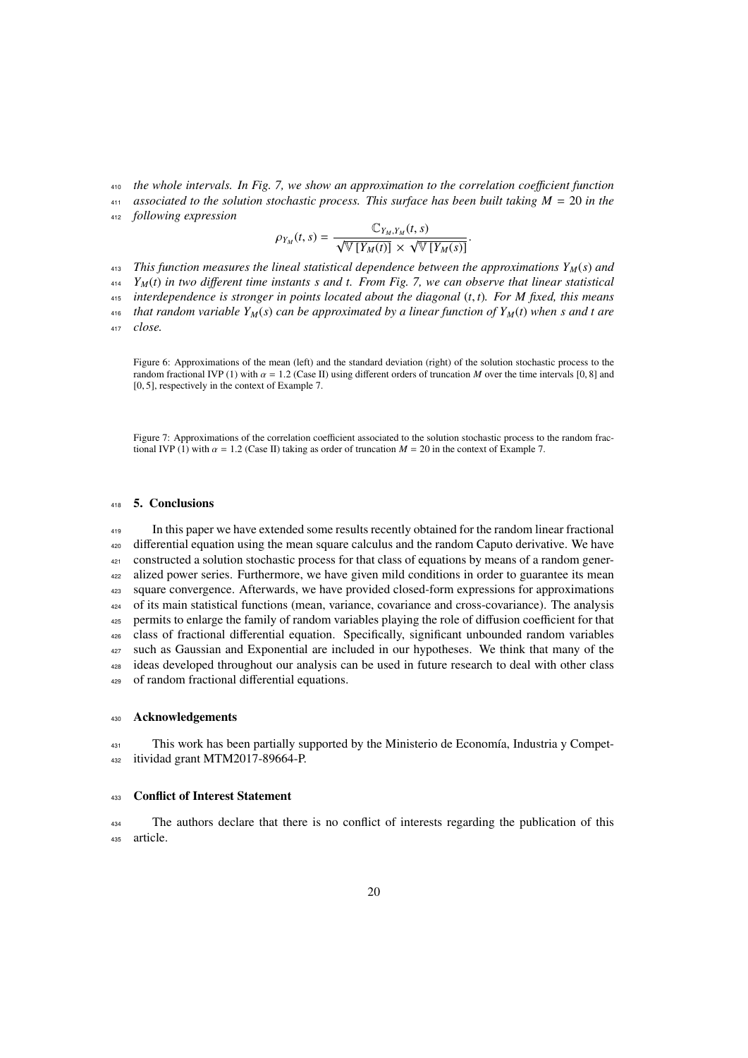*the whole intervals. In Fig. 7, we show an approximation to the correlation coefficient function associated to the solution stochastic process. This surface has been built taking $M = 20$ in the following expression*

$$\rho_{Y_M}(t,s) = \frac{\mathbb{C}_{Y_M,Y_M}(t,s)}{\sqrt{\mathbb{V}[Y_M(t)]} \times \sqrt{\mathbb{V}[Y_M(s)]}}.$$

*This function measures the lineal statistical dependence between the approximations $Y_M(s)$ and $Y_M(t)$ in two different time instants $s$ and $t$. From Fig. 7, we can observe that linear statistical interdependence is stronger in points located about the diagonal $(t,t)$. For $M$ fixed, this means that random variable $Y_M(s)$ can be approximated by a linear function of $Y_M(t)$ when $s$ and $t$ are close.*

Figure 6: Approximations of the mean (left) and the standard deviation (right) of the solution stochastic process to the random fractional IVP (1) with $\alpha = 1.2$ (Case II) using different orders of truncation $M$ over the time intervals $[0,8]$ and $[0,5]$, respectively in the context of Example 7.

Figure 7: Approximations of the correlation coefficient associated to the solution stochastic process to the random fractional IVP (1) with $\alpha = 1.2$ (Case II) taking as order of truncation $M = 20$ in the context of Example 7.

## 5. Conclusions

In this paper we have extended some results recently obtained for the random linear fractional differential equation using the mean square calculus and the random Caputo derivative. We have constructed a solution stochastic process for that class of equations by means of a random generalized power series. Furthermore, we have given mild conditions in order to guarantee its mean square convergence. Afterwards, we have provided closed-form expressions for approximations of its main statistical functions (mean, variance, covariance and cross-covariance). The analysis permits to enlarge the family of random variables playing the role of diffusion coefficient for that class of fractional differential equation. Specifically, significant unbounded random variables such as Gaussian and Exponential are included in our hypotheses. We think that many of the ideas developed throughout our analysis can be used in future research to deal with other class of random fractional differential equations.

## Acknowledgements

This work has been partially supported by the Ministerio de Economía, Industria y Competitividad grant MTM2017-89664-P.

## Conflict of Interest Statement

The authors declare that there is no conflict of interests regarding the publication of this article.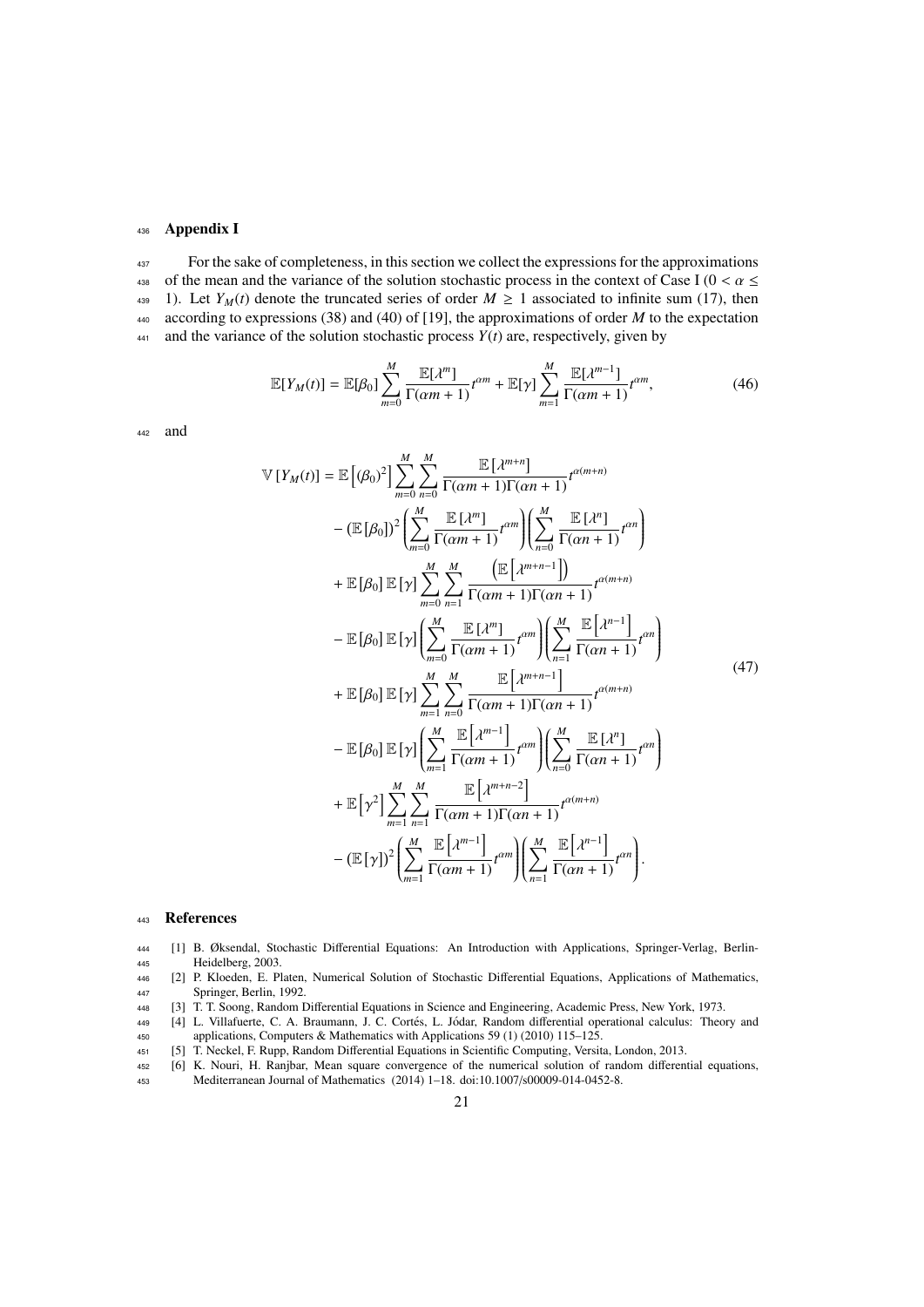## Appendix I

For the sake of completeness, in this section we collect the expressions for the approximations of the mean and the variance of the solution stochastic process in the context of Case I ($0 < \alpha \leq 1$). Let $Y_M(t)$ denote the truncated series of order $M \geq 1$ associated to infinite sum (17), then according to expressions (38) and (40) of [19], the approximations of order $M$ to the expectation and the variance of the solution stochastic process $Y(t)$ are, respectively, given by

$$\mathbb{E}[Y_M(t)] = \mathbb{E}[\beta_0] \sum_{m=0}^{M} \frac{\mathbb{E}[\lambda^m]}{\Gamma(\alpha m+1)} t^{\alpha m} + \mathbb{E}[\gamma] \sum_{m=1}^{M} \frac{\mathbb{E}[\lambda^{m-1}]}{\Gamma(\alpha m+1)} t^{\alpha m}, \tag{46}$$

and

$$\begin{aligned}
\mathbb{V}\left[Y_M(t)\right] = {} & \mathbb{E}\left[(\beta_0)^2\right] \sum_{m=0}^{M} \sum_{n=0}^{M} \frac{\mathbb{E}\left[\lambda^{m+n}\right]}{\Gamma(\alpha m+1)\Gamma(\alpha n+1)} t^{\alpha(m+n)} \\
& - \left(\mathbb{E}\left[\beta_0\right]\right)^2 \left( \sum_{m=0}^{M} \frac{\mathbb{E}\left[\lambda^m\right]}{\Gamma(\alpha m+1)} t^{\alpha m} \right) \left( \sum_{n=0}^{M} \frac{\mathbb{E}\left[\lambda^n\right]}{\Gamma(\alpha n+1)} t^{\alpha n} \right) \\
& + \mathbb{E}\left[\beta_0\right] \mathbb{E}\left[\gamma\right] \sum_{m=0}^{M} \sum_{n=1}^{M} \frac{\left(\mathbb{E}\left[\lambda^{m+n-1}\right]\right)}{\Gamma(\alpha m+1)\Gamma(\alpha n+1)} t^{\alpha(m+n)} \\
& - \mathbb{E}\left[\beta_0\right] \mathbb{E}\left[\gamma\right] \left( \sum_{m=0}^{M} \frac{\mathbb{E}\left[\lambda^m\right]}{\Gamma(\alpha m+1)} t^{\alpha m} \right) \left( \sum_{n=1}^{M} \frac{\mathbb{E}\left[\lambda^{n-1}\right]}{\Gamma(\alpha n+1)} t^{\alpha n} \right) \\
& + \mathbb{E}\left[\beta_0\right] \mathbb{E}\left[\gamma\right] \sum_{m=1}^{M} \sum_{n=0}^{M} \frac{\mathbb{E}\left[\lambda^{m+n-1}\right]}{\Gamma(\alpha m+1)\Gamma(\alpha n+1)} t^{\alpha(m+n)} \\
& - \mathbb{E}\left[\beta_0\right] \mathbb{E}\left[\gamma\right] \left( \sum_{m=1}^{M} \frac{\mathbb{E}\left[\lambda^{m-1}\right]}{\Gamma(\alpha m+1)} t^{\alpha m} \right) \left( \sum_{n=0}^{M} \frac{\mathbb{E}\left[\lambda^n\right]}{\Gamma(\alpha n+1)} t^{\alpha n} \right) \\
& + \mathbb{E}\left[\gamma^2\right] \sum_{m=1}^{M} \sum_{n=1}^{M} \frac{\mathbb{E}\left[\lambda^{m+n-2}\right]}{\Gamma(\alpha m+1)\Gamma(\alpha n+1)} t^{\alpha(m+n)} \\
& - \left(\mathbb{E}\left[\gamma\right]\right)^2 \left( \sum_{m=1}^{M} \frac{\mathbb{E}\left[\lambda^{m-1}\right]}{\Gamma(\alpha m+1)} t^{\alpha m} \right) \left( \sum_{n=1}^{M} \frac{\mathbb{E}\left[\lambda^{n-1}\right]}{\Gamma(\alpha n+1)} t^{\alpha n} \right).
\end{aligned} \tag{47}$$

## References

[1] B. Øksendal, Stochastic Differential Equations: An Introduction with Applications, Springer-Verlag, Berlin-Heidelberg, 2003.

[2] P. Kloeden, E. Platen, Numerical Solution of Stochastic Differential Equations, Applications of Mathematics, Springer, Berlin, 1992.

[3] T. T. Soong, Random Differential Equations in Science and Engineering, Academic Press, New York, 1973.

[4] L. Villafuerte, C. A. Braumann, J. C. Cortés, L. Jódar, Random differential operational calculus: Theory and applications, Computers & Mathematics with Applications 59 (1) (2010) 115–125.

[5] T. Neckel, F. Rupp, Random Differential Equations in Scientific Computing, Versita, London, 2013.

[6] K. Nouri, H. Ranjbar, Mean square convergence of the numerical solution of random differential equations, Mediterranean Journal of Mathematics (2014) 1–18. doi:10.1007/s00009-014-0452-8.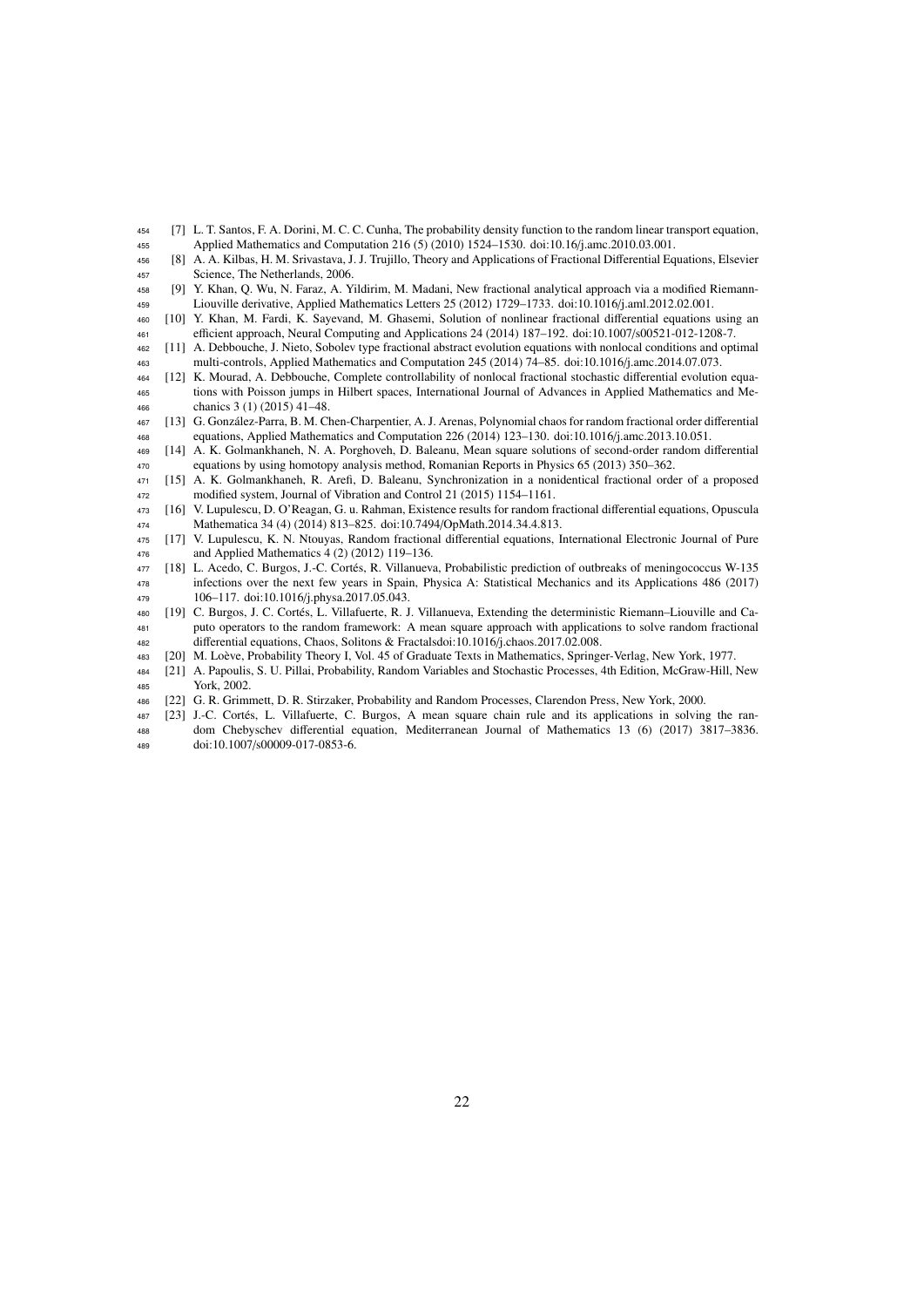[7] L. T. Santos, F. A. Dorini, M. C. C. Cunha, The probability density function to the random linear transport equation, Applied Mathematics and Computation 216 (5) (2010) 1524–1530. doi:10.16/j.amc.2010.03.001.

[8] A. A. Kilbas, H. M. Srivastava, J. J. Trujillo, Theory and Applications of Fractional Differential Equations, Elsevier Science, The Netherlands, 2006.

[9] Y. Khan, Q. Wu, N. Faraz, A. Yildirim, M. Madani, New fractional analytical approach via a modified Riemann-Liouville derivative, Applied Mathematics Letters 25 (2012) 1729–1733. doi:10.1016/j.aml.2012.02.001.

[10] Y. Khan, M. Fardi, K. Sayevand, M. Ghasemi, Solution of nonlinear fractional differential equations using an efficient approach, Neural Computing and Applications 24 (2014) 187–192. doi:10.1007/s00521-012-1208-7.

[11] A. Debbouche, J. Nieto, Sobolev type fractional abstract evolution equations with nonlocal conditions and optimal multi-controls, Applied Mathematics and Computation 245 (2014) 74–85. doi:10.1016/j.amc.2014.07.073.

[12] K. Mourad, A. Debbouche, Complete controllability of nonlocal fractional stochastic differential evolution equations with Poisson jumps in Hilbert spaces, International Journal of Advances in Applied Mathematics and Mechanics 3 (1) (2015) 41–48.

[13] G. González-Parra, B. M. Chen-Charpentier, A. J. Arenas, Polynomial chaos for random fractional order differential equations, Applied Mathematics and Computation 226 (2014) 123–130. doi:10.1016/j.amc.2013.10.051.

[14] A. K. Golmankhaneh, N. A. Porghoveh, D. Baleanu, Mean square solutions of second-order random differential equations by using homotopy analysis method, Romanian Reports in Physics 65 (2013) 350–362.

[15] A. K. Golmankhaneh, R. Arefi, D. Baleanu, Synchronization in a nonidentical fractional order of a proposed modified system, Journal of Vibration and Control 21 (2015) 1154–1161.

[16] V. Lupulescu, D. O'Reagan, G. u. Rahman, Existence results for random fractional differential equations, Opuscula Mathematica 34 (4) (2014) 813–825. doi:10.7494/OpMath.2014.34.4.813.

[17] V. Lupulescu, K. N. Ntouyas, Random fractional differential equations, International Electronic Journal of Pure and Applied Mathematics 4 (2) (2012) 119–136.

[18] L. Acedo, C. Burgos, J.-C. Cortés, R. Villanueva, Probabilistic prediction of outbreaks of meningococcus W-135 infections over the next few years in Spain, Physica A: Statistical Mechanics and its Applications 486 (2017) 106–117. doi:10.1016/j.physa.2017.05.043.

[19] C. Burgos, J. C. Cortés, L. Villafuerte, R. J. Villanueva, Extending the deterministic Riemann–Liouville and Caputo operators to the random framework: A mean square approach with applications to solve random fractional differential equations, Chaos, Solitons & Fractalsdoi:10.1016/j.chaos.2017.02.008.

[20] M. Loève, Probability Theory I, Vol. 45 of Graduate Texts in Mathematics, Springer-Verlag, New York, 1977.

[21] A. Papoulis, S. U. Pillai, Probability, Random Variables and Stochastic Processes, 4th Edition, McGraw-Hill, New York, 2002.

[22] G. R. Grimmett, D. R. Stirzaker, Probability and Random Processes, Clarendon Press, New York, 2000.

[23] J.-C. Cortés, L. Villafuerte, C. Burgos, A mean square chain rule and its applications in solving the random Chebyschev differential equation, Mediterranean Journal of Mathematics 13 (6) (2017) 3817–3836. doi:10.1007/s00009-017-0853-6.